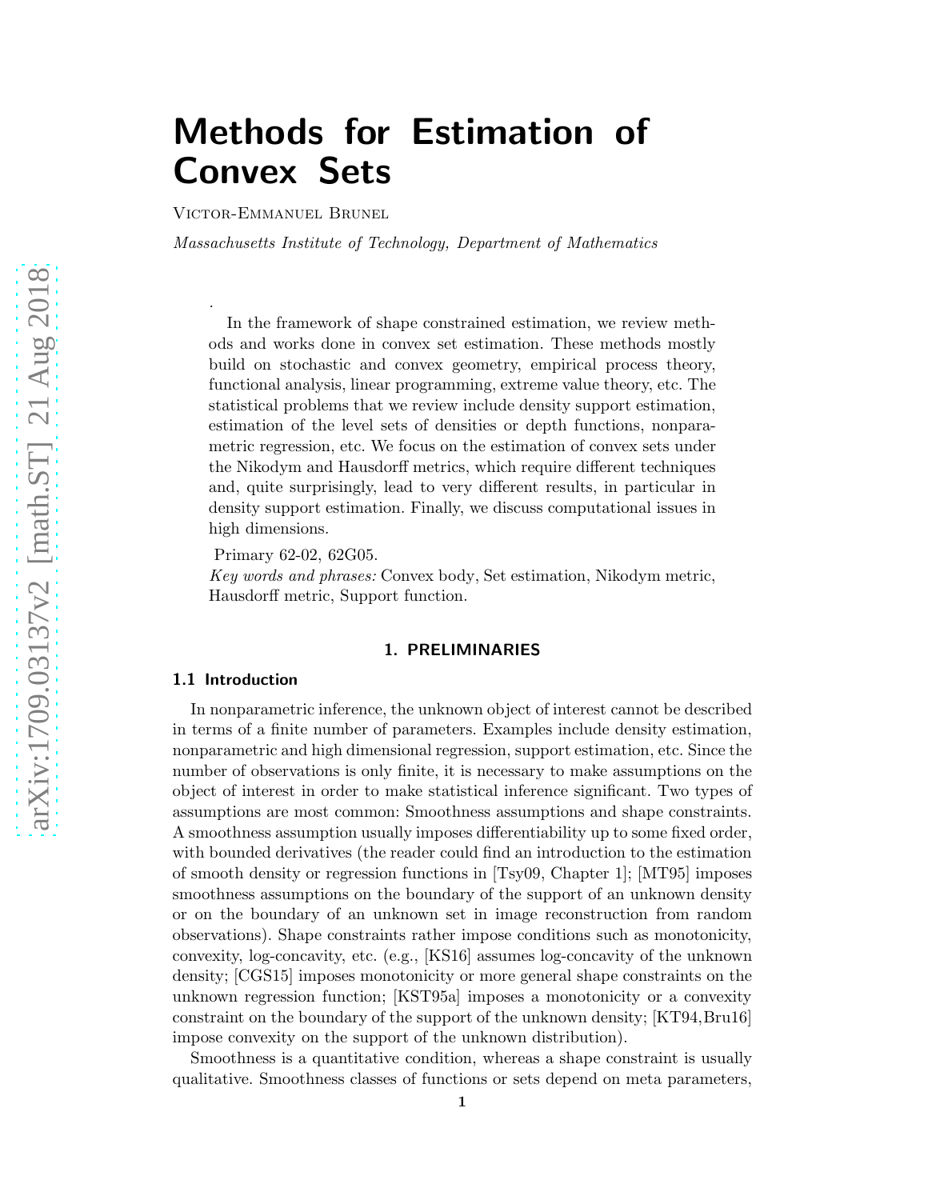# Methods for Estimation of Convex Sets

Victor-Emmanuel Brunel

*Massachusetts Institute of Technology, Department of Mathematics*

.

In the framework of shape constrained estimation, we review methods and works done in convex set estimation. These methods mostly build on stochastic and convex geometry, empirical process theory, functional analysis, linear programming, extreme value theory, etc. The statistical problems that we review include density support estimation, estimation of the level sets of densities or depth functions, nonparametric regression, etc. We focus on the estimation of convex sets under the Nikodym and Hausdorff metrics, which require different techniques and, quite surprisingly, lead to very different results, in particular in density support estimation. Finally, we discuss computational issues in high dimensions.

Primary 62-02, 62G05.

*Key words and phrases:* Convex body, Set estimation, Nikodym metric, Hausdorff metric, Support function.

## 1. PRELIMINARIES

### 1.1 Introduction

In nonparametric inference, the unknown object of interest cannot be described in terms of a finite number of parameters. Examples include density estimation, nonparametric and high dimensional regression, support estimation, etc. Since the number of observations is only finite, it is necessary to make assumptions on the object of interest in order to make statistical inference significant. Two types of assumptions are most common: Smoothness assumptions and shape constraints. A smoothness assumption usually imposes differentiability up to some fixed order, with bounded derivatives (the reader could find an introduction to the estimation of smooth density or regression functions in [Tsy09, Chapter 1]; [MT95] imposes smoothness assumptions on the boundary of the support of an unknown density or on the boundary of an unknown set in image reconstruction from random observations). Shape constraints rather impose conditions such as monotonicity, convexity, log-concavity, etc. (e.g., [KS16] assumes log-concavity of the unknown density; [CGS15] imposes monotonicity or more general shape constraints on the unknown regression function; [KST95a] imposes a monotonicity or a convexity constraint on the boundary of the support of the unknown density; [KT94,Bru16] impose convexity on the support of the unknown distribution).

Smoothness is a quantitative condition, whereas a shape constraint is usually qualitative. Smoothness classes of functions or sets depend on meta parameters,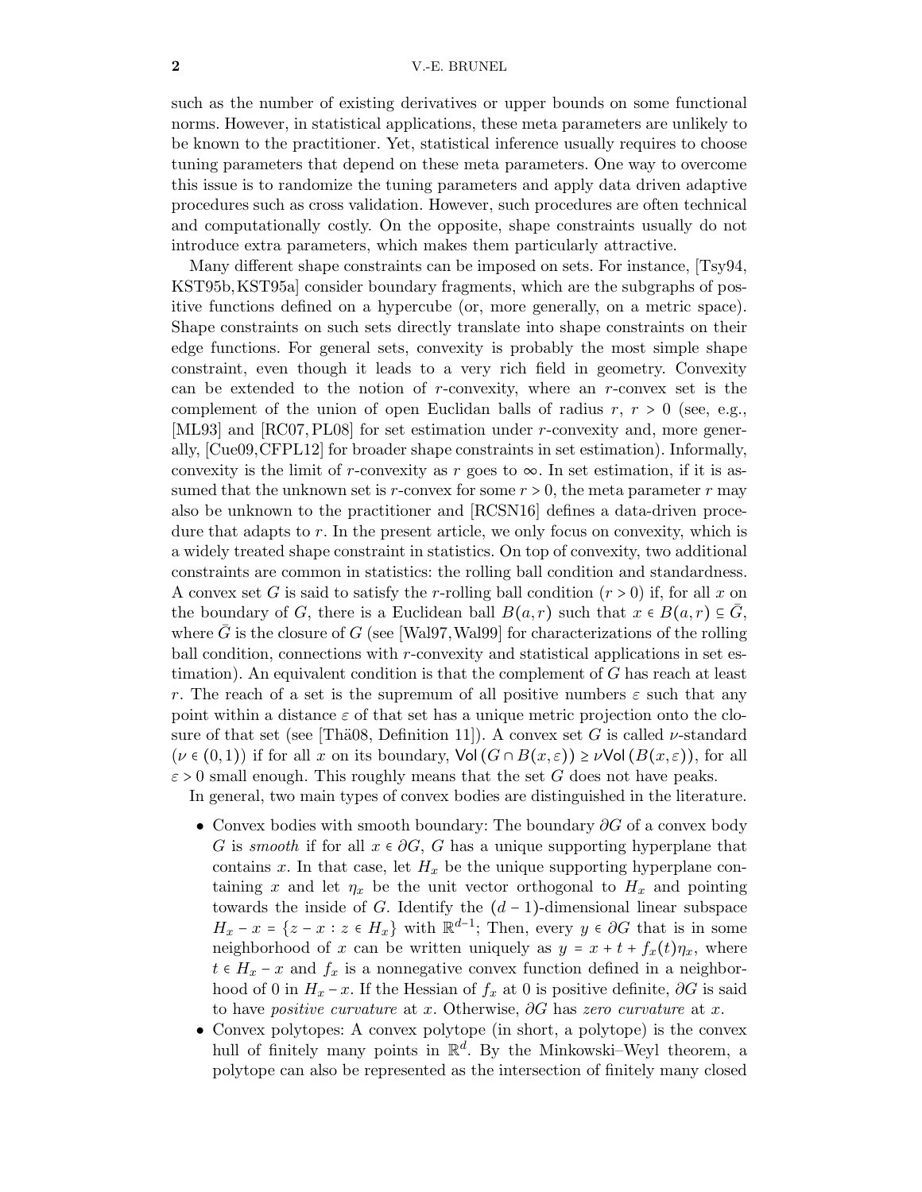such as the number of existing derivatives or upper bounds on some functional norms. However, in statistical applications, these meta parameters are unlikely to be known to the practitioner. Yet, statistical inference usually requires to choose tuning parameters that depend on these meta parameters. One way to overcome this issue is to randomize the tuning parameters and apply data driven adaptive procedures such as cross validation. However, such procedures are often technical and computationally costly. On the opposite, shape constraints usually do not introduce extra parameters, which makes them particularly attractive.

Many different shape constraints can be imposed on sets. For instance, [Tsy94, KST95b, KST95a] consider boundary fragments, which are the subgraphs of positive functions defined on a hypercube (or, more generally, on a metric space). Shape constraints on such sets directly translate into shape constraints on their edge functions. For general sets, convexity is probably the most simple shape constraint, even though it leads to a very rich field in geometry. Convexity can be extended to the notion of $r$-convexity, where an $r$-convex set is the complement of the union of open Euclidan balls of radius $r$, $r > 0$ (see, e.g., [ML93] and [RC07, PL08] for set estimation under $r$-convexity and, more generally, [Cue09, CFPL12] for broader shape constraints in set estimation). Informally, convexity is the limit of $r$-convexity as $r$ goes to $\infty$. In set estimation, if it is assumed that the unknown set is $r$-convex for some $r > 0$, the meta parameter $r$ may also be unknown to the practitioner and [RCSN16] defines a data-driven procedure that adapts to $r$. In the present article, we only focus on convexity, which is a widely treated shape constraint in statistics. On top of convexity, two additional constraints are common in statistics: the rolling ball condition and standardness. A convex set $G$ is said to satisfy the $r$-rolling ball condition ($r > 0$) if, for all $x$ on the boundary of $G$, there is a Euclidean ball $B(a, r)$ such that $x \in B(a, r) \subseteq \bar{G}$, where $\bar{G}$ is the closure of $G$ (see [Wal97, Wal99] for characterizations of the rolling ball condition, connections with $r$-convexity and statistical applications in set estimation). An equivalent condition is that the complement of $G$ has reach at least $r$. The reach of a set is the supremum of all positive numbers $\varepsilon$ such that any point within a distance $\varepsilon$ of that set has a unique metric projection onto the closure of that set (see [Thä08, Definition 11]). A convex set $G$ is called $\nu$-standard ($\nu \in (0, 1)$) if for all $x$ on its boundary, $\mathsf{Vol}(G \cap B(x, \varepsilon)) \geq \nu \mathsf{Vol}(B(x, \varepsilon))$, for all $\varepsilon > 0$ small enough. This roughly means that the set $G$ does not have peaks.

In general, two main types of convex bodies are distinguished in the literature.

- Convex bodies with smooth boundary: The boundary $\partial G$ of a convex body $G$ is *smooth* if for all $x \in \partial G$, $G$ has a unique supporting hyperplane that contains $x$. In that case, let $H_x$ be the unique supporting hyperplane containing $x$ and let $\eta_x$ be the unit vector orthogonal to $H_x$ and pointing towards the inside of $G$. Identify the $(d-1)$-dimensional linear subspace $H_x - x = \{z - x : z \in H_x\}$ with $\mathbb{R}^{d-1}$; Then, every $y \in \partial G$ that is in some neighborhood of $x$ can be written uniquely as $y = x + t + f_x(t)\eta_x$, where $t \in H_x - x$ and $f_x$ is a nonnegative convex function defined in a neighborhood of 0 in $H_x - x$. If the Hessian of $f_x$ at 0 is positive definite, $\partial G$ is said to have *positive curvature* at $x$. Otherwise, $\partial G$ has *zero curvature* at $x$.
- Convex polytopes: A convex polytope (in short, a polytope) is the convex hull of finitely many points in $\mathbb{R}^d$. By the Minkowski–Weyl theorem, a polytope can also be represented as the intersection of finitely many closed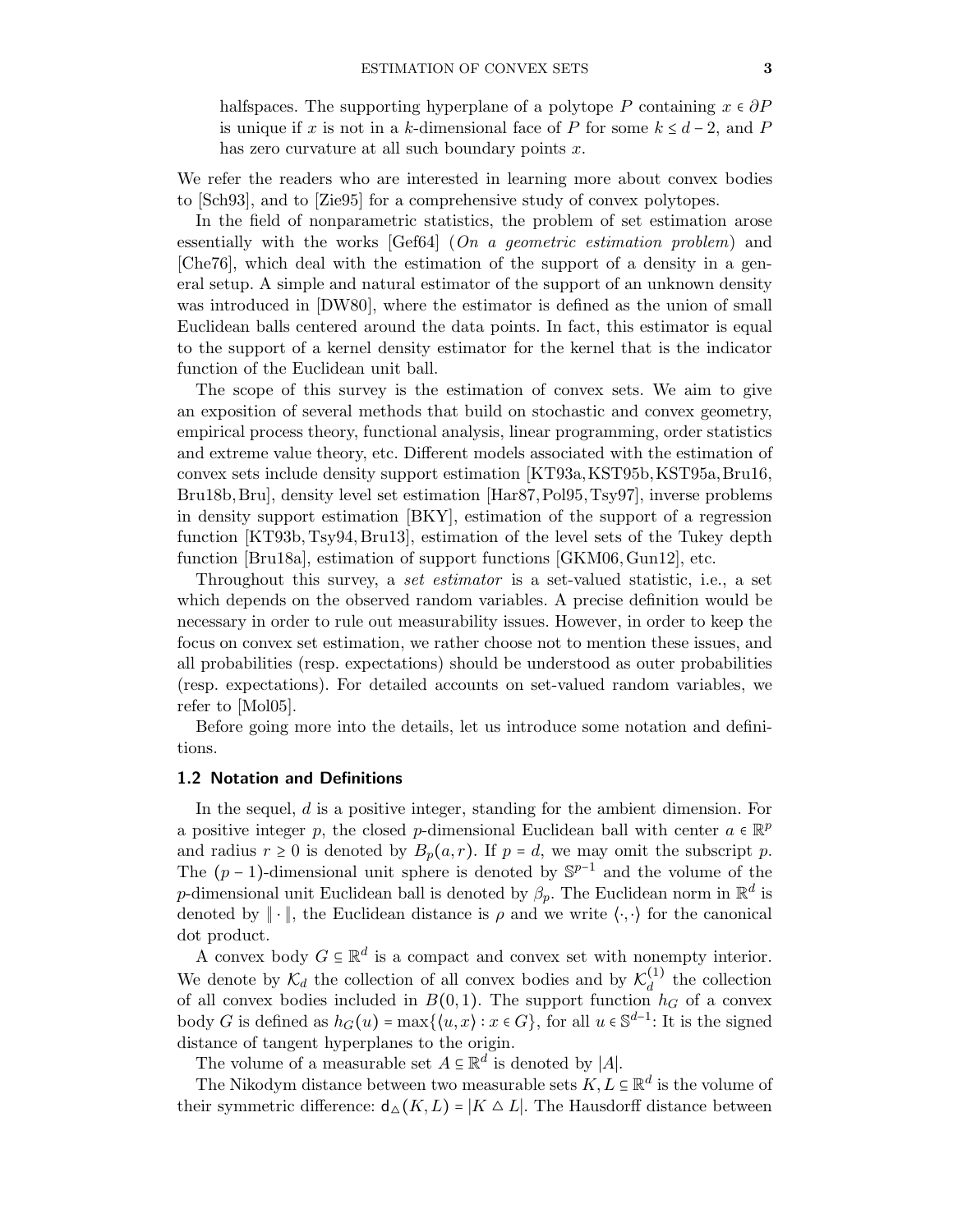halfspaces. The supporting hyperplane of a polytope $P$ containing $x \in \partial P$ is unique if $x$ is not in a $k$-dimensional face of $P$ for some $k \le d-2$, and $P$ has zero curvature at all such boundary points $x$.

We refer the readers who are interested in learning more about convex bodies to [Sch93], and to [Zie95] for a comprehensive study of convex polytopes.

In the field of nonparametric statistics, the problem of set estimation arose essentially with the works [Gef64] (*On a geometric estimation problem*) and [Che76], which deal with the estimation of the support of a density in a general setup. A simple and natural estimator of the support of an unknown density was introduced in [DW80], where the estimator is defined as the union of small Euclidean balls centered around the data points. In fact, this estimator is equal to the support of a kernel density estimator for the kernel that is the indicator function of the Euclidean unit ball.

The scope of this survey is the estimation of convex sets. We aim to give an exposition of several methods that build on stochastic and convex geometry, empirical process theory, functional analysis, linear programming, order statistics and extreme value theory, etc. Different models associated with the estimation of convex sets include density support estimation [KT93a, KST95b, KST95a, Bru16, Bru18b, Bru], density level set estimation [Har87, Pol95, Tsy97], inverse problems in density support estimation [BKY], estimation of the support of a regression function [KT93b, Tsy94, Bru13], estimation of the level sets of the Tukey depth function [Bru18a], estimation of support functions [GKM06, Gun12], etc.

Throughout this survey, a *set estimator* is a set-valued statistic, i.e., a set which depends on the observed random variables. A precise definition would be necessary in order to rule out measurability issues. However, in order to keep the focus on convex set estimation, we rather choose not to mention these issues, and all probabilities (resp. expectations) should be understood as outer probabilities (resp. expectations). For detailed accounts on set-valued random variables, we refer to [Mol05].

Before going more into the details, let us introduce some notation and definitions.

### 1.2 Notation and Definitions

In the sequel, $d$ is a positive integer, standing for the ambient dimension. For a positive integer $p$, the closed $p$-dimensional Euclidean ball with center $a \in \mathbb{R}^p$ and radius $r \ge 0$ is denoted by $B_p(a,r)$. If $p = d$, we may omit the subscript $p$. The $(p-1)$-dimensional unit sphere is denoted by $\mathbb{S}^{p-1}$ and the volume of the $p$-dimensional unit Euclidean ball is denoted by $\beta_p$. The Euclidean norm in $\mathbb{R}^d$ is denoted by $\|\cdot\|$, the Euclidean distance is $\rho$ and we write $\langle \cdot, \cdot \rangle$ for the canonical dot product.

A convex body $G \subseteq \mathbb{R}^d$ is a compact and convex set with nonempty interior. We denote by $\mathcal{K}_d$ the collection of all convex bodies and by $\mathcal{K}_d^{(1)}$ the collection of all convex bodies included in $B(0,1)$. The support function $h_G$ of a convex body $G$ is defined as $h_G(u) = \max\{\langle u, x\rangle : x \in G\}$, for all $u \in \mathbb{S}^{d-1}$: It is the signed distance of tangent hyperplanes to the origin.

The volume of a measurable set $A \subseteq \mathbb{R}^d$ is denoted by $|A|$.

The Nikodym distance between two measurable sets $K, L \subseteq \mathbb{R}^d$ is the volume of their symmetric difference: $\mathsf{d}_\triangle(K,L) = |K \triangle L|$. The Hausdorff distance between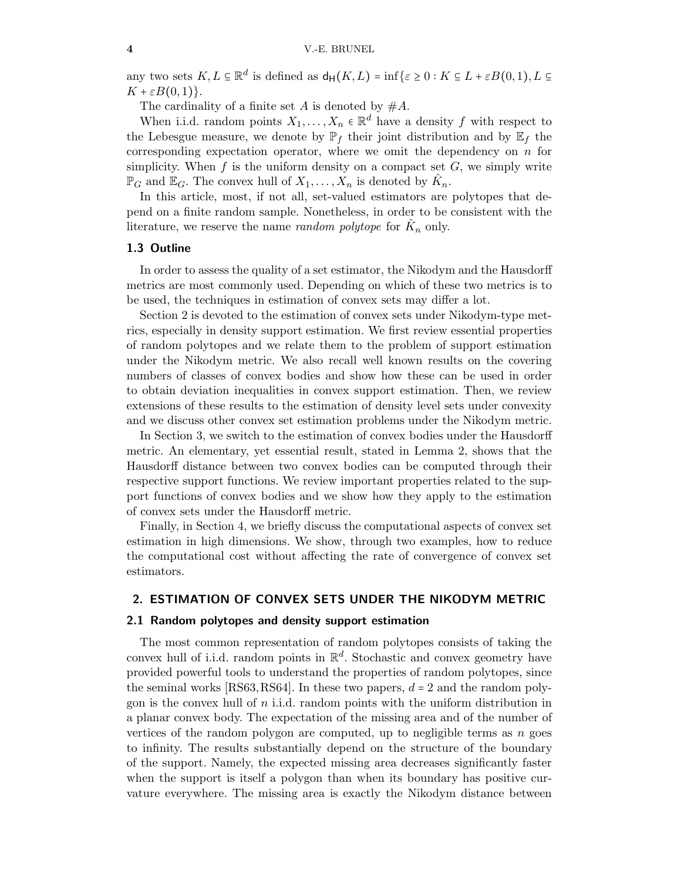any two sets $K, L \subseteq \mathbb{R}^d$ is defined as $\mathsf{d_H}(K,L) = \inf\{\varepsilon \geq 0 : K \subseteq L + \varepsilon B(0,1), L \subseteq K + \varepsilon B(0,1)\}$.

The cardinality of a finite set $A$ is denoted by $\#A$.

When i.i.d. random points $X_1, \ldots, X_n \in \mathbb{R}^d$ have a density $f$ with respect to the Lebesgue measure, we denote by $\mathbb{P}_f$ their joint distribution and by $\mathbb{E}_f$ the corresponding expectation operator, where we omit the dependency on $n$ for simplicity. When $f$ is the uniform density on a compact set $G$, we simply write $\mathbb{P}_G$ and $\mathbb{E}_G$. The convex hull of $X_1, \ldots, X_n$ is denoted by $\hat{K}_n$.

In this article, most, if not all, set-valued estimators are polytopes that depend on a finite random sample. Nonetheless, in order to be consistent with the literature, we reserve the name *random polytope* for $\hat{K}_n$ only.

### 1.3 Outline

In order to assess the quality of a set estimator, the Nikodym and the Hausdorff metrics are most commonly used. Depending on which of these two metrics is to be used, the techniques in estimation of convex sets may differ a lot.

Section 2 is devoted to the estimation of convex sets under Nikodym-type metrics, especially in density support estimation. We first review essential properties of random polytopes and we relate them to the problem of support estimation under the Nikodym metric. We also recall well known results on the covering numbers of classes of convex bodies and show how these can be used in order to obtain deviation inequalities in convex support estimation. Then, we review extensions of these results to the estimation of density level sets under convexity and we discuss other convex set estimation problems under the Nikodym metric.

In Section 3, we switch to the estimation of convex bodies under the Hausdorff metric. An elementary, yet essential result, stated in Lemma 2, shows that the Hausdorff distance between two convex bodies can be computed through their respective support functions. We review important properties related to the support functions of convex bodies and we show how they apply to the estimation of convex sets under the Hausdorff metric.

Finally, in Section 4, we briefly discuss the computational aspects of convex set estimation in high dimensions. We show, through two examples, how to reduce the computational cost without affecting the rate of convergence of convex set estimators.

## 2. ESTIMATION OF CONVEX SETS UNDER THE NIKODYM METRIC

### 2.1 Random polytopes and density support estimation

The most common representation of random polytopes consists of taking the convex hull of i.i.d. random points in $\mathbb{R}^d$. Stochastic and convex geometry have provided powerful tools to understand the properties of random polytopes, since the seminal works [RS63, RS64]. In these two papers, $d = 2$ and the random polygon is the convex hull of $n$ i.i.d. random points with the uniform distribution in a planar convex body. The expectation of the missing area and of the number of vertices of the random polygon are computed, up to negligible terms as $n$ goes to infinity. The results substantially depend on the structure of the boundary of the support. Namely, the expected missing area decreases significantly faster when the support is itself a polygon than when its boundary has positive curvature everywhere. The missing area is exactly the Nikodym distance between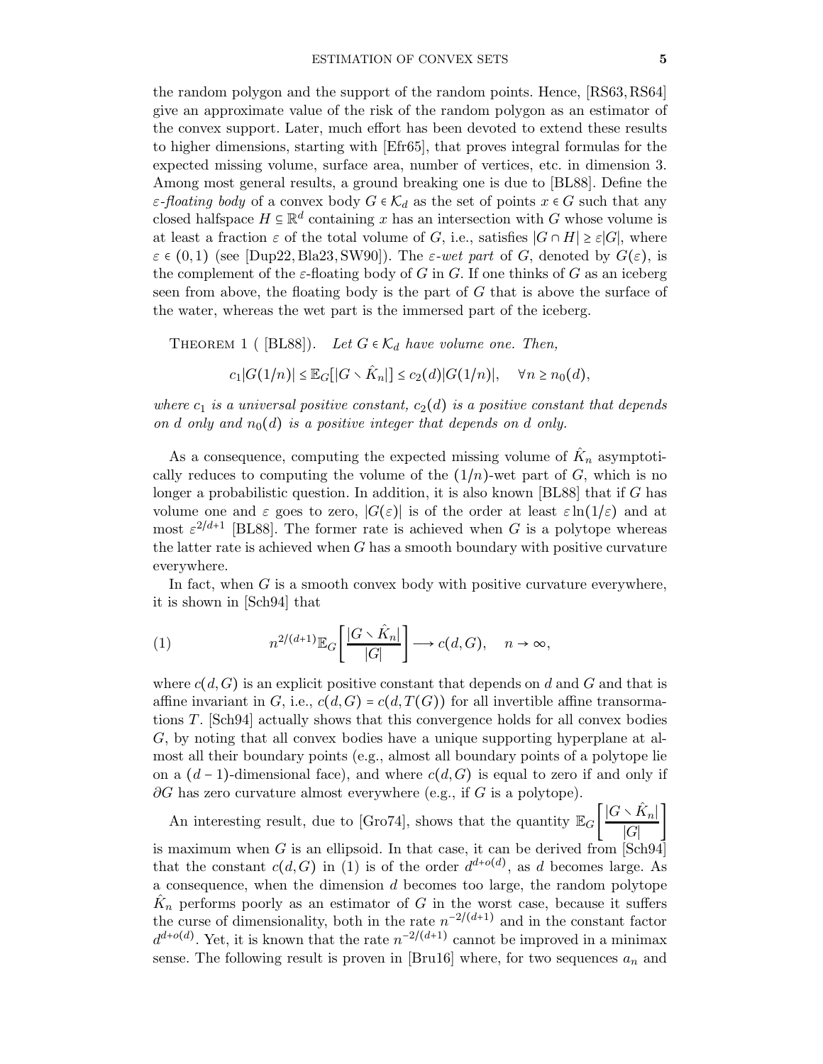the random polygon and the support of the random points. Hence, [RS63, RS64] give an approximate value of the risk of the random polygon as an estimator of the convex support. Later, much effort has been devoted to extend these results to higher dimensions, starting with [Efr65], that proves integral formulas for the expected missing volume, surface area, number of vertices, etc. in dimension 3. Among most general results, a ground breaking one is due to [BL88]. Define the *$\varepsilon$-floating body* of a convex body $G \in \mathcal{K}_d$ as the set of points $x \in G$ such that any closed halfspace $H \subseteq \mathbb{R}^d$ containing $x$ has an intersection with $G$ whose volume is at least a fraction $\varepsilon$ of the total volume of $G$, i.e., satisfies $|G \cap H| \geq \varepsilon |G|$, where $\varepsilon \in (0,1)$ (see [Dup22, Bla23, SW90]). The *$\varepsilon$-wet part* of $G$, denoted by $G(\varepsilon)$, is the complement of the $\varepsilon$-floating body of $G$ in $G$. If one thinks of $G$ as an iceberg seen from above, the floating body is the part of $G$ that is above the surface of the water, whereas the wet part is the immersed part of the iceberg.

Theorem 1 ( [BL88]). *Let $G \in \mathcal{K}_d$ have volume one. Then,*

$$c_1 |G(1/n)| \leq \mathbb{E}_G[|G \smallsetminus \hat{K}_n|] \leq c_2(d) |G(1/n)|, \quad \forall n \geq n_0(d),$$

*where $c_1$ is a universal positive constant, $c_2(d)$ is a positive constant that depends on $d$ only and $n_0(d)$ is a positive integer that depends on $d$ only.*

As a consequence, computing the expected missing volume of $\hat{K}_n$ asymptotically reduces to computing the volume of the $(1/n)$-wet part of $G$, which is no longer a probabilistic question. In addition, it is also known [BL88] that if $G$ has volume one and $\varepsilon$ goes to zero, $|G(\varepsilon)|$ is of the order at least $\varepsilon \ln(1/\varepsilon)$ and at most $\varepsilon^{2/d+1}$ [BL88]. The former rate is achieved when $G$ is a polytope whereas the latter rate is achieved when $G$ has a smooth boundary with positive curvature everywhere.

In fact, when $G$ is a smooth convex body with positive curvature everywhere, it is shown in [Sch94] that

$$n^{2/(d+1)} \mathbb{E}_G\left[\frac{|G \smallsetminus \hat{K}_n|}{|G|}\right] \longrightarrow c(d,G), \quad n \to \infty, \tag{1}$$

where $c(d,G)$ is an explicit positive constant that depends on $d$ and $G$ and that is affine invariant in $G$, i.e., $c(d,G) = c(d,T(G))$ for all invertible affine transformations $T$. [Sch94] actually shows that this convergence holds for all convex bodies $G$, by noting that all convex bodies have a unique supporting hyperplane at almost all their boundary points (e.g., almost all boundary points of a polytope lie on a $(d-1)$-dimensional face), and where $c(d,G)$ is equal to zero if and only if $\partial G$ has zero curvature almost everywhere (e.g., if $G$ is a polytope).

An interesting result, due to [Gro74], shows that the quantity $\mathbb{E}_G\left[\frac{|G \smallsetminus \hat{K}_n|}{|G|}\right]$ is maximum when $G$ is an ellipsoid. In that case, it can be derived from [Sch94] that the constant $c(d,G)$ in (1) is of the order $d^{d+o(d)}$, as $d$ becomes large. As a consequence, when the dimension $d$ becomes too large, the random polytope $\hat{K}_n$ performs poorly as an estimator of $G$ in the worst case, because it suffers the curse of dimensionality, both in the rate $n^{-2/(d+1)}$ and in the constant factor $d^{d+o(d)}$. Yet, it is known that the rate $n^{-2/(d+1)}$ cannot be improved in a minimax sense. The following result is proven in [Bru16] where, for two sequences $a_n$ and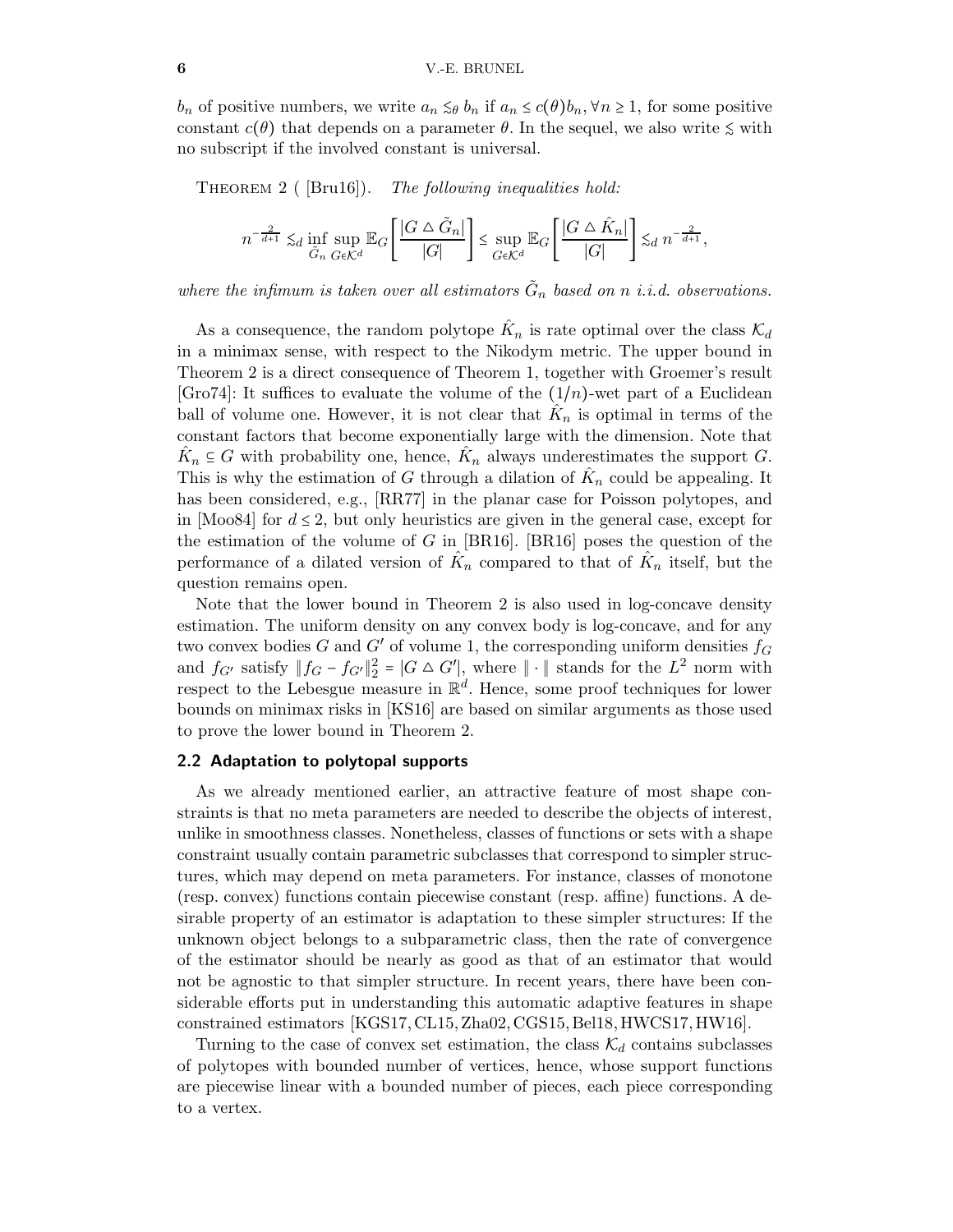$b_n$ of positive numbers, we write $a_n \lesssim_\theta b_n$ if $a_n \le c(\theta) b_n, \forall n \ge 1$, for some positive constant $c(\theta)$ that depends on a parameter $\theta$. In the sequel, we also write $\lesssim$ with no subscript if the involved constant is universal.

THEOREM 2 ( [Bru16]). *The following inequalities hold:*

$$n^{-\frac{2}{d+1}} \lesssim_d \inf_{\tilde{G}_n} \sup_{G \in \mathcal{K}^d} \mathbb{E}_G \left[ \frac{|G \triangle \tilde{G}_n|}{|G|} \right] \le \sup_{G \in \mathcal{K}^d} \mathbb{E}_G \left[ \frac{|G \triangle \hat{K}_n|}{|G|} \right] \lesssim_d n^{-\frac{2}{d+1}},$$

*where the infimum is taken over all estimators $\tilde{G}_n$ based on $n$ i.i.d. observations.*

As a consequence, the random polytope $\hat{K}_n$ is rate optimal over the class $\mathcal{K}_d$ in a minimax sense, with respect to the Nikodym metric. The upper bound in Theorem 2 is a direct consequence of Theorem 1, together with Groemer's result [Gro74]: It suffices to evaluate the volume of the $(1/n)$-wet part of a Euclidean ball of volume one. However, it is not clear that $\hat{K}_n$ is optimal in terms of the constant factors that become exponentially large with the dimension. Note that $\hat{K}_n \subseteq G$ with probability one, hence, $\hat{K}_n$ always underestimates the support $G$. This is why the estimation of $G$ through a dilation of $\hat{K}_n$ could be appealing. It has been considered, e.g., [RR77] in the planar case for Poisson polytopes, and in [Moo84] for $d \le 2$, but only heuristics are given in the general case, except for the estimation of the volume of $G$ in [BR16]. [BR16] poses the question of the performance of a dilated version of $\hat{K}_n$ compared to that of $\hat{K}_n$ itself, but the question remains open.

Note that the lower bound in Theorem 2 is also used in log-concave density estimation. The uniform density on any convex body is log-concave, and for any two convex bodies $G$ and $G'$ of volume 1, the corresponding uniform densities $f_G$ and $f_{G'}$ satisfy $\|f_G - f_{G'}\|_2^2 = |G \triangle G'|$, where $\|\cdot\|$ stands for the $L^2$ norm with respect to the Lebesgue measure in $\mathbb{R}^d$. Hence, some proof techniques for lower bounds on minimax risks in [KS16] are based on similar arguments as those used to prove the lower bound in Theorem 2.

### 2.2 Adaptation to polytopal supports

As we already mentioned earlier, an attractive feature of most shape constraints is that no meta parameters are needed to describe the objects of interest, unlike in smoothness classes. Nonetheless, classes of functions or sets with a shape constraint usually contain parametric subclasses that correspond to simpler structures, which may depend on meta parameters. For instance, classes of monotone (resp. convex) functions contain piecewise constant (resp. affine) functions. A desirable property of an estimator is adaptation to these simpler structures: If the unknown object belongs to a subparametric class, then the rate of convergence of the estimator should be nearly as good as that of an estimator that would not be agnostic to that simpler structure. In recent years, there have been considerable efforts put in understanding this automatic adaptive features in shape constrained estimators [KGS17, CL15, Zha02, CGS15, Bel18, HWCS17, HW16].

Turning to the case of convex set estimation, the class $\mathcal{K}_d$ contains subclasses of polytopes with bounded number of vertices, hence, whose support functions are piecewise linear with a bounded number of pieces, each piece corresponding to a vertex.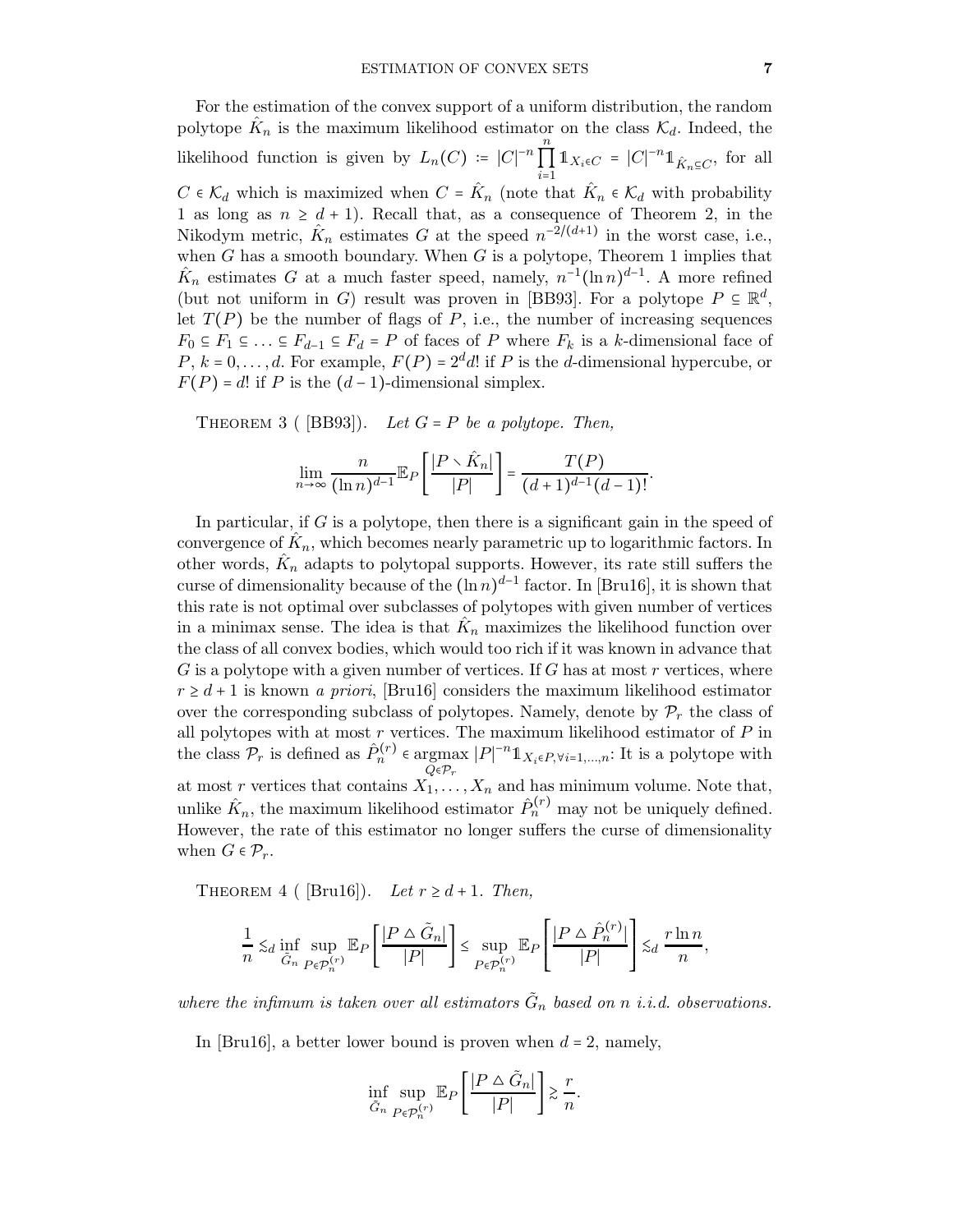For the estimation of the convex support of a uniform distribution, the random polytope $\hat{K}_n$ is the maximum likelihood estimator on the class $\mathcal{K}_d$. Indeed, the likelihood function is given by $L_n(C) := |C|^{-n} \prod_{i=1}^{n} \mathbb{1}_{X_i \in C} = |C|^{-n} \mathbb{1}_{\hat{K}_n \subseteq C}$, for all $C \in \mathcal{K}_d$ which is maximized when $C = \hat{K}_n$ (note that $\hat{K}_n \in \mathcal{K}_d$ with probability 1 as long as $n \geq d+1$). Recall that, as a consequence of Theorem 2, in the Nikodym metric, $\hat{K}_n$ estimates $G$ at the speed $n^{-2/(d+1)}$ in the worst case, i.e., when $G$ has a smooth boundary. When $G$ is a polytope, Theorem 1 implies that $\hat{K}_n$ estimates $G$ at a much faster speed, namely, $n^{-1}(\ln n)^{d-1}$. A more refined (but not uniform in $G$) result was proven in [BB93]. For a polytope $P \subseteq \mathbb{R}^d$, let $T(P)$ be the number of flags of $P$, i.e., the number of increasing sequences $F_0 \subseteq F_1 \subseteq \ldots \subseteq F_{d-1} \subseteq F_d = P$ of faces of $P$ where $F_k$ is a $k$-dimensional face of $P$, $k = 0, \ldots, d$. For example, $F(P) = 2^d d!$ if $P$ is the $d$-dimensional hypercube, or $F(P) = d!$ if $P$ is the $(d-1)$-dimensional simplex.

Theorem 3 ( [BB93]). *Let $G = P$ be a polytope. Then,*

$$\lim_{n\to\infty} \frac{n}{(\ln n)^{d-1}} \mathbb{E}_P\left[\frac{|P \setminus \hat{K}_n|}{|P|}\right] = \frac{T(P)}{(d+1)^{d-1}(d-1)!}.$$

In particular, if $G$ is a polytope, then there is a significant gain in the speed of convergence of $\hat{K}_n$, which becomes nearly parametric up to logarithmic factors. In other words, $\hat{K}_n$ adapts to polytopal supports. However, its rate still suffers the curse of dimensionality because of the $(\ln n)^{d-1}$ factor. In [Bru16], it is shown that this rate is not optimal over subclasses of polytopes with given number of vertices in a minimax sense. The idea is that $\hat{K}_n$ maximizes the likelihood function over the class of all convex bodies, which would too rich if it was known in advance that $G$ is a polytope with a given number of vertices. If $G$ has at most $r$ vertices, where $r \geq d+1$ is known *a priori*, [Bru16] considers the maximum likelihood estimator over the corresponding subclass of polytopes. Namely, denote by $\mathcal{P}_r$ the class of all polytopes with at most $r$ vertices. The maximum likelihood estimator of $P$ in the class $\mathcal{P}_r$ is defined as $\hat{P}_n^{(r)} \in \underset{Q\in\mathcal{P}_r}{\operatorname{argmax}} |P|^{-n} \mathbb{1}_{X_i \in P, \forall i=1,\ldots,n}$: It is a polytope with at most $r$ vertices that contains $X_1, \ldots, X_n$ and has minimum volume. Note that, unlike $\hat{K}_n$, the maximum likelihood estimator $\hat{P}_n^{(r)}$ may not be uniquely defined. However, the rate of this estimator no longer suffers the curse of dimensionality when $G \in \mathcal{P}_r$.

Theorem 4 ( [Bru16]). *Let $r \geq d+1$. Then,*

$$\frac{1}{n} \lesssim_d \inf_{\tilde{G}_n} \sup_{P \in \mathcal{P}_n^{(r)}} \mathbb{E}_P\left[\frac{|P \triangle \tilde{G}_n|}{|P|}\right] \leq \sup_{P \in \mathcal{P}_n^{(r)}} \mathbb{E}_P\left[\frac{|P \triangle \hat{P}_n^{(r)}|}{|P|}\right] \lesssim_d \frac{r \ln n}{n},$$

*where the infimum is taken over all estimators $\tilde{G}_n$ based on $n$ i.i.d. observations.*

In [Bru16], a better lower bound is proven when $d = 2$, namely,

$$\inf_{\tilde{G}_n} \sup_{P \in \mathcal{P}_n^{(r)}} \mathbb{E}_P\left[\frac{|P \triangle \tilde{G}_n|}{|P|}\right] \gtrsim \frac{r}{n}.$$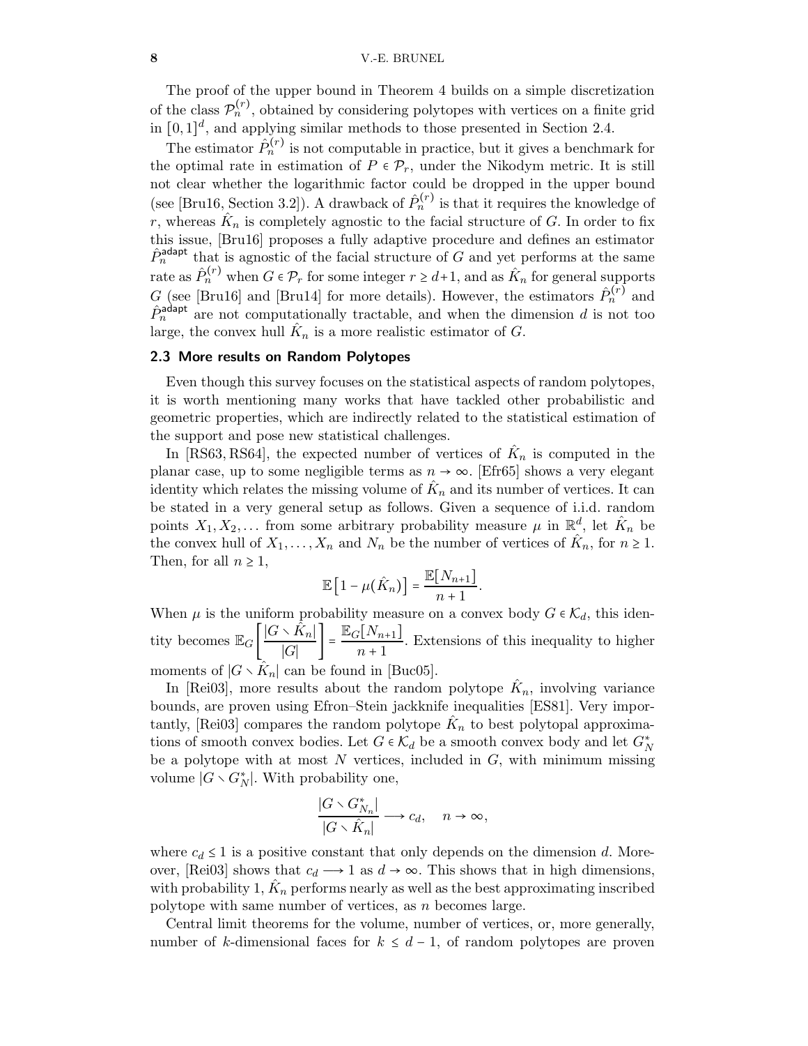The proof of the upper bound in Theorem 4 builds on a simple discretization of the class $\mathcal{P}_n^{(r)}$, obtained by considering polytopes with vertices on a finite grid in $[0,1]^d$, and applying similar methods to those presented in Section 2.4.

The estimator $\hat{P}_n^{(r)}$ is not computable in practice, but it gives a benchmark for the optimal rate in estimation of $P \in \mathcal{P}_r$, under the Nikodym metric. It is still not clear whether the logarithmic factor could be dropped in the upper bound (see [Bru16, Section 3.2]). A drawback of $\hat{P}_n^{(r)}$ is that it requires the knowledge of $r$, whereas $\hat{K}_n$ is completely agnostic to the facial structure of $G$. In order to fix this issue, [Bru16] proposes a fully adaptive procedure and defines an estimator $\hat{P}_n^{\mathsf{adapt}}$ that is agnostic of the facial structure of $G$ and yet performs at the same rate as $\hat{P}_n^{(r)}$ when $G \in \mathcal{P}_r$ for some integer $r \geq d+1$, and as $\hat{K}_n$ for general supports $G$ (see [Bru16] and [Bru14] for more details). However, the estimators $\hat{P}_n^{(r)}$ and $\hat{P}_n^{\mathsf{adapt}}$ are not computationally tractable, and when the dimension $d$ is not too large, the convex hull $\hat{K}_n$ is a more realistic estimator of $G$.

## 2.3 More results on Random Polytopes

Even though this survey focuses on the statistical aspects of random polytopes, it is worth mentioning many works that have tackled other probabilistic and geometric properties, which are indirectly related to the statistical estimation of the support and pose new statistical challenges.

In [RS63, RS64], the expected number of vertices of $\hat{K}_n$ is computed in the planar case, up to some negligible terms as $n \to \infty$. [Efr65] shows a very elegant identity which relates the missing volume of $\hat{K}_n$ and its number of vertices. It can be stated in a very general setup as follows. Given a sequence of i.i.d. random points $X_1, X_2, \ldots$ from some arbitrary probability measure $\mu$ in $\mathbb{R}^d$, let $\hat{K}_n$ be the convex hull of $X_1, \ldots, X_n$ and $N_n$ be the number of vertices of $\hat{K}_n$, for $n \geq 1$. Then, for all $n \geq 1$,

$$\mathbb{E}\left[1 - \mu(\hat{K}_n)\right] = \frac{\mathbb{E}[N_{n+1}]}{n+1}.$$

When $\mu$ is the uniform probability measure on a convex body $G \in \mathcal{K}_d$, this identity becomes $\mathbb{E}_G\left[\frac{|G \setminus \hat{K}_n|}{|G|}\right] = \frac{\mathbb{E}_G[N_{n+1}]}{n+1}$. Extensions of this inequality to higher moments of $|G \setminus \hat{K}_n|$ can be found in [Buc05].

In [Rei03], more results about the random polytope $\hat{K}_n$, involving variance bounds, are proven using Efron–Stein jackknife inequalities [ES81]. Very importantly, [Rei03] compares the random polytope $\hat{K}_n$ to best polytopal approximations of smooth convex bodies. Let $G \in \mathcal{K}_d$ be a smooth convex body and let $G_N^*$ be a polytope with at most $N$ vertices, included in $G$, with minimum missing volume $|G \setminus G_N^*|$. With probability one,

$$\frac{|G \setminus G_{N_n}^*|}{|G \setminus \hat{K}_n|} \longrightarrow c_d, \quad n \to \infty,$$

where $c_d \leq 1$ is a positive constant that only depends on the dimension $d$. Moreover, [Rei03] shows that $c_d \longrightarrow 1$ as $d \to \infty$. This shows that in high dimensions, with probability 1, $\hat{K}_n$ performs nearly as well as the best approximating inscribed polytope with same number of vertices, as $n$ becomes large.

Central limit theorems for the volume, number of vertices, or, more generally, number of $k$-dimensional faces for $k \leq d-1$, of random polytopes are proven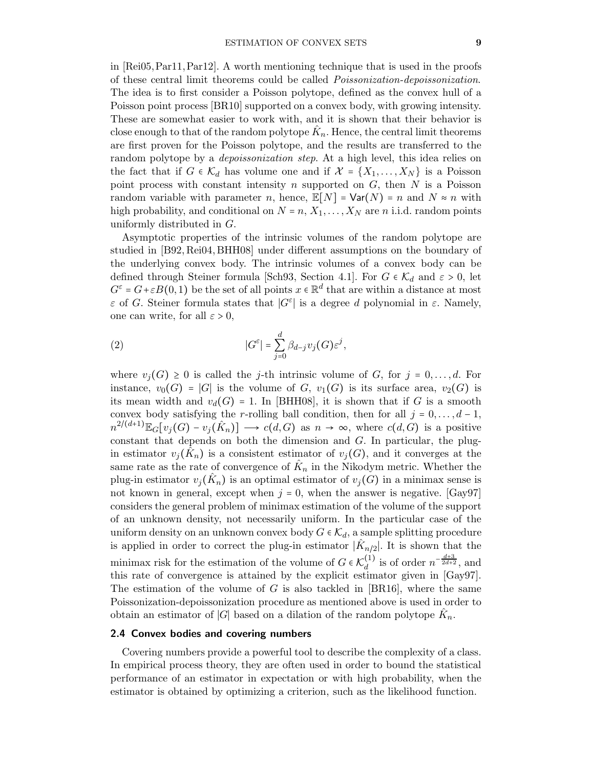in [Rei05, Par11, Par12]. A worth mentioning technique that is used in the proofs of these central limit theorems could be called *Poissonization-depoissonization*. The idea is to first consider a Poisson polytope, defined as the convex hull of a Poisson point process [BR10] supported on a convex body, with growing intensity. These are somewhat easier to work with, and it is shown that their behavior is close enough to that of the random polytope $\hat{K}_n$. Hence, the central limit theorems are first proven for the Poisson polytope, and the results are transferred to the random polytope by a *depoissonization step*. At a high level, this idea relies on the fact that if $G \in \mathcal{K}_d$ has volume one and if $\mathcal{X} = \{X_1, \ldots, X_N\}$ is a Poisson point process with constant intensity $n$ supported on $G$, then $N$ is a Poisson random variable with parameter $n$, hence, $\mathbb{E}[N] = \mathsf{Var}(N) = n$ and $N \approx n$ with high probability, and conditional on $N = n$, $X_1, \ldots, X_N$ are $n$ i.i.d. random points uniformly distributed in $G$.

Asymptotic properties of the intrinsic volumes of the random polytope are studied in [B92, Rei04, BHH08] under different assumptions on the boundary of the underlying convex body. The intrinsic volumes of a convex body can be defined through Steiner formula [Sch93, Section 4.1]. For $G \in \mathcal{K}_d$ and $\varepsilon > 0$, let $G^\varepsilon = G + \varepsilon B(0,1)$ be the set of all points $x \in \mathbb{R}^d$ that are within a distance at most $\varepsilon$ of $G$. Steiner formula states that $|G^\varepsilon|$ is a degree $d$ polynomial in $\varepsilon$. Namely, one can write, for all $\varepsilon > 0$,

$$|G^\varepsilon| = \sum_{j=0}^{d} \beta_{d-j} v_j(G) \varepsilon^j, \tag{2}$$

where $v_j(G) \geq 0$ is called the $j$-th intrinsic volume of $G$, for $j = 0, \ldots, d$. For instance, $v_0(G) = |G|$ is the volume of $G$, $v_1(G)$ is its surface area, $v_2(G)$ is its mean width and $v_d(G) = 1$. In [BHH08], it is shown that if $G$ is a smooth convex body satisfying the $r$-rolling ball condition, then for all $j = 0, \ldots, d-1$, $n^{2/(d+1)} \mathbb{E}_G[v_j(G) - v_j(\hat{K}_n)] \longrightarrow c(d, G)$ as $n \to \infty$, where $c(d, G)$ is a positive constant that depends on both the dimension and $G$. In particular, the plug-in estimator $v_j(\hat{K}_n)$ is a consistent estimator of $v_j(G)$, and it converges at the same rate as the rate of convergence of $\hat{K}_n$ in the Nikodym metric. Whether the plug-in estimator $v_j(\hat{K}_n)$ is an optimal estimator of $v_j(G)$ in a minimax sense is not known in general, except when $j = 0$, when the answer is negative. [Gay97] considers the general problem of minimax estimation of the volume of the support of an unknown density, not necessarily uniform. In the particular case of the uniform density on an unknown convex body $G \in \mathcal{K}_d$, a sample splitting procedure is applied in order to correct the plug-in estimator $|\hat{K}_{n/2}|$. It is shown that the minimax risk for the estimation of the volume of $G \in \mathcal{K}_d^{(1)}$ is of order $n^{-\frac{d+3}{2d+2}}$, and this rate of convergence is attained by the explicit estimator given in [Gay97]. The estimation of the volume of $G$ is also tackled in [BR16], where the same Poissonization-depoissonization procedure as mentioned above is used in order to obtain an estimator of $|G|$ based on a dilation of the random polytope $\hat{K}_n$.

### 2.4 Convex bodies and covering numbers

Covering numbers provide a powerful tool to describe the complexity of a class. In empirical process theory, they are often used in order to bound the statistical performance of an estimator in expectation or with high probability, when the estimator is obtained by optimizing a criterion, such as the likelihood function.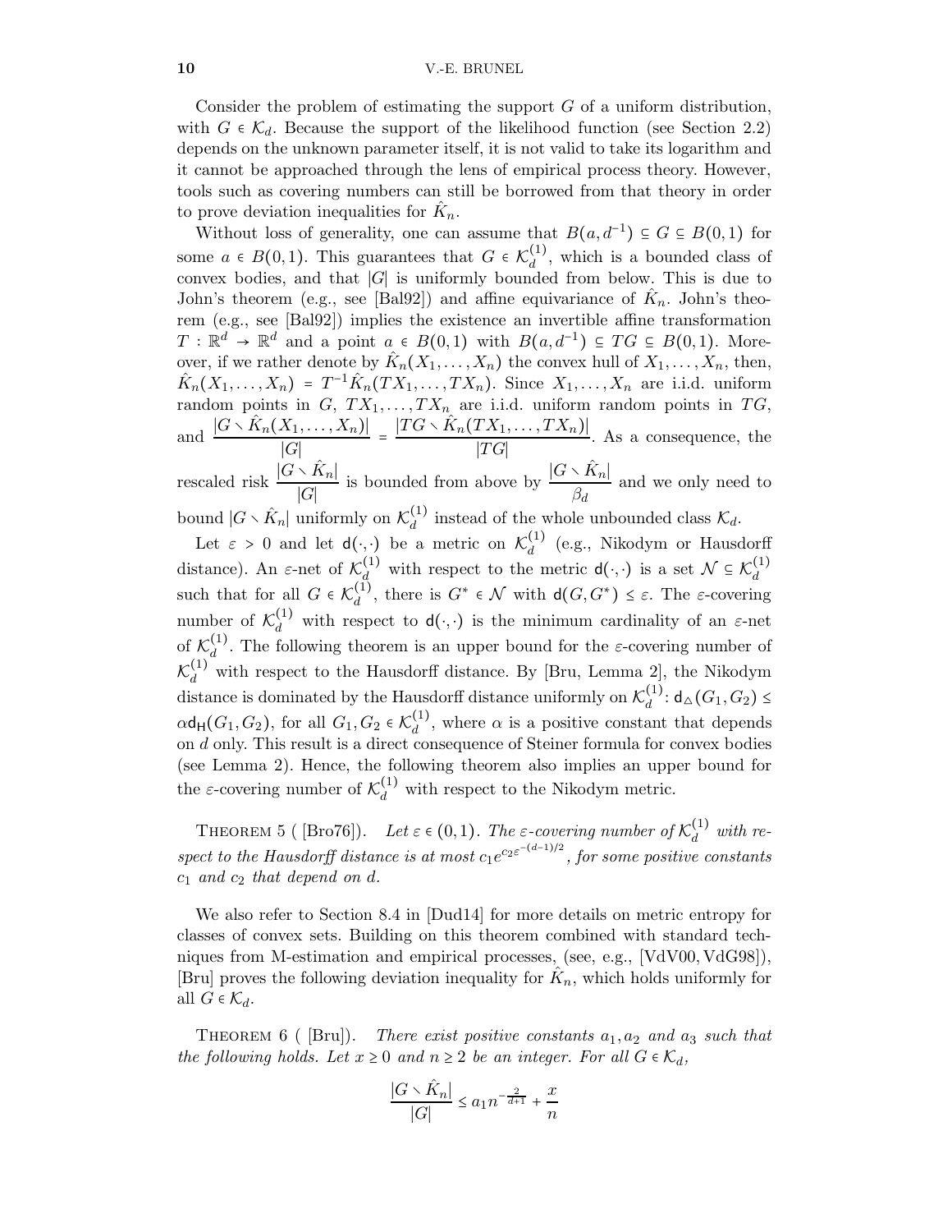Consider the problem of estimating the support $G$ of a uniform distribution, with $G \in \mathcal{K}_d$. Because the support of the likelihood function (see Section 2.2) depends on the unknown parameter itself, it is not valid to take its logarithm and it cannot be approached through the lens of empirical process theory. However, tools such as covering numbers can still be borrowed from that theory in order to prove deviation inequalities for $\hat{K}_n$.

Without loss of generality, one can assume that $B(a, d^{-1}) \subseteq G \subseteq B(0,1)$ for some $a \in B(0,1)$. This guarantees that $G \in \mathcal{K}_d^{(1)}$, which is a bounded class of convex bodies, and that $|G|$ is uniformly bounded from below. This is due to John's theorem (e.g., see [Bal92]) and affine equivariance of $\hat{K}_n$. John's theorem (e.g., see [Bal92]) implies the existence an invertible affine transformation $T : \mathbb{R}^d \to \mathbb{R}^d$ and a point $a \in B(0,1)$ with $B(a, d^{-1}) \subseteq TG \subseteq B(0,1)$. Moreover, if we rather denote by $\hat{K}_n(X_1, \ldots, X_n)$ the convex hull of $X_1, \ldots, X_n$, then, $\hat{K}_n(X_1, \ldots, X_n) = T^{-1}\hat{K}_n(TX_1, \ldots, TX_n)$. Since $X_1, \ldots, X_n$ are i.i.d. uniform random points in $G$, $TX_1, \ldots, TX_n$ are i.i.d. uniform random points in $TG$, and $\dfrac{|G \setminus \hat{K}_n(X_1, \ldots, X_n)|}{|G|} = \dfrac{|TG \setminus \hat{K}_n(TX_1, \ldots, TX_n)|}{|TG|}$. As a consequence, the rescaled risk $\dfrac{|G \setminus \hat{K}_n|}{|G|}$ is bounded from above by $\dfrac{|G \setminus \hat{K}_n|}{\beta_d}$ and we only need to bound $|G \setminus \hat{K}_n|$ uniformly on $\mathcal{K}_d^{(1)}$ instead of the whole unbounded class $\mathcal{K}_d$.

Let $\varepsilon > 0$ and let $\mathsf{d}(\cdot,\cdot)$ be a metric on $\mathcal{K}_d^{(1)}$ (e.g., Nikodym or Hausdorff distance). An $\varepsilon$-net of $\mathcal{K}_d^{(1)}$ with respect to the metric $\mathsf{d}(\cdot,\cdot)$ is a set $\mathcal{N} \subseteq \mathcal{K}_d^{(1)}$ such that for all $G \in \mathcal{K}_d^{(1)}$, there is $G^* \in \mathcal{N}$ with $\mathsf{d}(G, G^*) \leq \varepsilon$. The $\varepsilon$-covering number of $\mathcal{K}_d^{(1)}$ with respect to $\mathsf{d}(\cdot,\cdot)$ is the minimum cardinality of an $\varepsilon$-net of $\mathcal{K}_d^{(1)}$. The following theorem is an upper bound for the $\varepsilon$-covering number of $\mathcal{K}_d^{(1)}$ with respect to the Hausdorff distance. By [Bru, Lemma 2], the Nikodym distance is dominated by the Hausdorff distance uniformly on $\mathcal{K}_d^{(1)}$: $\mathsf{d}_\triangle(G_1, G_2) \leq \alpha \mathsf{d}_\mathsf{H}(G_1, G_2)$, for all $G_1, G_2 \in \mathcal{K}_d^{(1)}$, where $\alpha$ is a positive constant that depends on $d$ only. This result is a direct consequence of Steiner formula for convex bodies (see Lemma 2). Hence, the following theorem also implies an upper bound for the $\varepsilon$-covering number of $\mathcal{K}_d^{(1)}$ with respect to the Nikodym metric.

THEOREM 5 ( [Bro76]). *Let $\varepsilon \in (0,1)$. The $\varepsilon$-covering number of $\mathcal{K}_d^{(1)}$ with respect to the Hausdorff distance is at most $c_1 e^{c_2 \varepsilon^{-(d-1)/2}}$, for some positive constants $c_1$ and $c_2$ that depend on $d$.*

We also refer to Section 8.4 in [Dud14] for more details on metric entropy for classes of convex sets. Building on this theorem combined with standard techniques from M-estimation and empirical processes, (see, e.g., [VdV00, VdG98]), [Bru] proves the following deviation inequality for $\hat{K}_n$, which holds uniformly for all $G \in \mathcal{K}_d$.

THEOREM 6 ( [Bru]). *There exist positive constants $a_1, a_2$ and $a_3$ such that the following holds. Let $x \geq 0$ and $n \geq 2$ be an integer. For all $G \in \mathcal{K}_d$,*

$$\frac{|G \setminus \hat{K}_n|}{|G|} \leq a_1 n^{-\frac{2}{d+1}} + \frac{x}{n}$$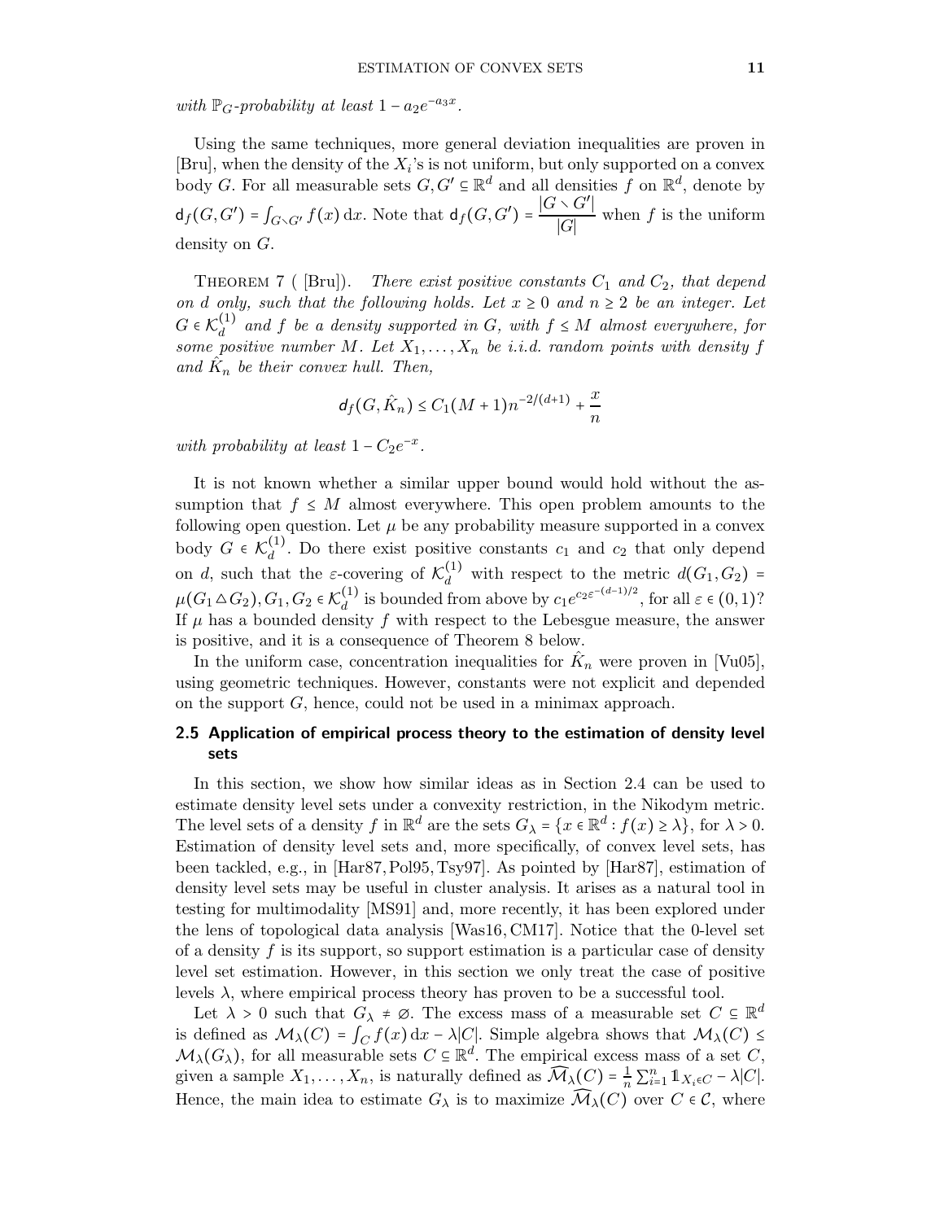*with $\mathbb{P}_G$-probability at least $1 - a_2 e^{-a_3 x}$.*

Using the same techniques, more general deviation inequalities are proven in [Bru], when the density of the $X_i$'s is not uniform, but only supported on a convex body $G$. For all measurable sets $G, G' \subseteq \mathbb{R}^d$ and all densities $f$ on $\mathbb{R}^d$, denote by $\mathsf{d}_f(G, G') = \int_{G \setminus G'} f(x)\,\mathrm{d}x$. Note that $\mathsf{d}_f(G, G') = \dfrac{|G \setminus G'|}{|G|}$ when $f$ is the uniform density on $G$.

Theorem 7 ( [Bru]). *There exist positive constants $C_1$ and $C_2$, that depend on $d$ only, such that the following holds. Let $x \geq 0$ and $n \geq 2$ be an integer. Let $G \in \mathcal{K}_d^{(1)}$ and $f$ be a density supported in $G$, with $f \leq M$ almost everywhere, for some positive number $M$. Let $X_1, \ldots, X_n$ be i.i.d. random points with density $f$ and $\hat{K}_n$ be their convex hull. Then,*

$$\mathsf{d}_f(G, \hat{K}_n) \leq C_1(M+1)n^{-2/(d+1)} + \frac{x}{n}$$

*with probability at least $1 - C_2 e^{-x}$.*

It is not known whether a similar upper bound would hold without the assumption that $f \leq M$ almost everywhere. This open problem amounts to the following open question. Let $\mu$ be any probability measure supported in a convex body $G \in \mathcal{K}_d^{(1)}$. Do there exist positive constants $c_1$ and $c_2$ that only depend on $d$, such that the $\varepsilon$-covering of $\mathcal{K}_d^{(1)}$ with respect to the metric $d(G_1, G_2) = \mu(G_1 \triangle G_2), G_1, G_2 \in \mathcal{K}_d^{(1)}$ is bounded from above by $c_1 e^{c_2 \varepsilon^{-(d-1)/2}}$, for all $\varepsilon \in (0,1)$? If $\mu$ has a bounded density $f$ with respect to the Lebesgue measure, the answer is positive, and it is a consequence of Theorem 8 below.

In the uniform case, concentration inequalities for $\hat{K}_n$ were proven in [Vu05], using geometric techniques. However, constants were not explicit and depended on the support $G$, hence, could not be used in a minimax approach.

## 2.5 Application of empirical process theory to the estimation of density level sets

In this section, we show how similar ideas as in Section 2.4 can be used to estimate density level sets under a convexity restriction, in the Nikodym metric. The level sets of a density $f$ in $\mathbb{R}^d$ are the sets $G_\lambda = \{x \in \mathbb{R}^d : f(x) \geq \lambda\}$, for $\lambda > 0$. Estimation of density level sets and, more specifically, of convex level sets, has been tackled, e.g., in [Har87, Pol95, Tsy97]. As pointed by [Har87], estimation of density level sets may be useful in cluster analysis. It arises as a natural tool in testing for multimodality [MS91] and, more recently, it has been explored under the lens of topological data analysis [Was16, CM17]. Notice that the 0-level set of a density $f$ is its support, so support estimation is a particular case of density level set estimation. However, in this section we only treat the case of positive levels $\lambda$, where empirical process theory has proven to be a successful tool.

Let $\lambda > 0$ such that $G_\lambda \neq \varnothing$. The excess mass of a measurable set $C \subseteq \mathbb{R}^d$ is defined as $\mathcal{M}_\lambda(C) = \int_C f(x)\,\mathrm{d}x - \lambda|C|$. Simple algebra shows that $\mathcal{M}_\lambda(C) \leq \mathcal{M}_\lambda(G_\lambda)$, for all measurable sets $C \subseteq \mathbb{R}^d$. The empirical excess mass of a set $C$, given a sample $X_1, \ldots, X_n$, is naturally defined as $\widehat{\mathcal{M}}_\lambda(C) = \frac{1}{n}\sum_{i=1}^n \mathbb{1}_{X_i \in C} - \lambda|C|$. Hence, the main idea to estimate $G_\lambda$ is to maximize $\widehat{\mathcal{M}}_\lambda(C)$ over $C \in \mathcal{C}$, where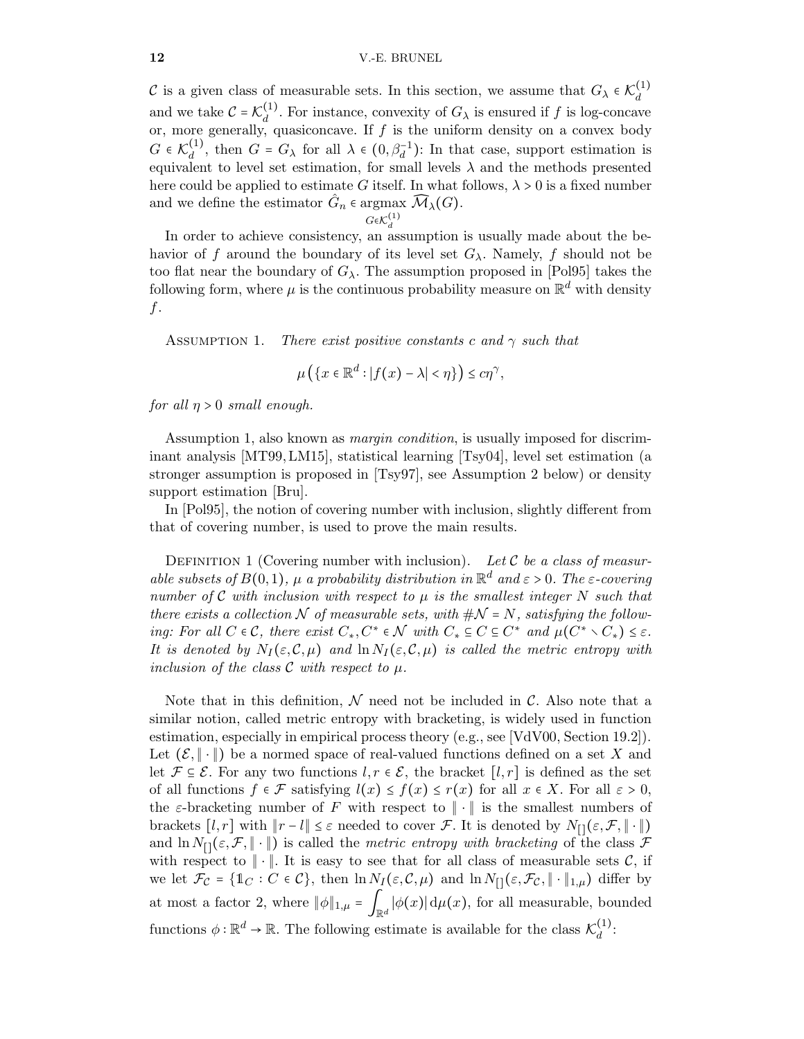$\mathcal{C}$ is a given class of measurable sets. In this section, we assume that $G_\lambda \in \mathcal{K}_d^{(1)}$ and we take $\mathcal{C} = \mathcal{K}_d^{(1)}$. For instance, convexity of $G_\lambda$ is ensured if $f$ is log-concave or, more generally, quasiconcave. If $f$ is the uniform density on a convex body $G \in \mathcal{K}_d^{(1)}$, then $G = G_\lambda$ for all $\lambda \in (0, \beta_d^{-1})$: In that case, support estimation is equivalent to level set estimation, for small levels $\lambda$ and the methods presented here could be applied to estimate $G$ itself. In what follows, $\lambda > 0$ is a fixed number and we define the estimator $\hat{G}_n \in \underset{G \in \mathcal{K}_d^{(1)}}{\operatorname{argmax}} \widehat{\mathcal{M}}_\lambda(G)$.

In order to achieve consistency, an assumption is usually made about the behavior of $f$ around the boundary of its level set $G_\lambda$. Namely, $f$ should not be too flat near the boundary of $G_\lambda$. The assumption proposed in [Pol95] takes the following form, where $\mu$ is the continuous probability measure on $\mathbb{R}^d$ with density $f$.

Assumption 1. *There exist positive constants $c$ and $\gamma$ such that*

$$\mu\big(\{x \in \mathbb{R}^d : |f(x) - \lambda| < \eta\}\big) \le c\eta^\gamma,$$

*for all $\eta > 0$ small enough.*

Assumption 1, also known as *margin condition*, is usually imposed for discriminant analysis [MT99, LM15], statistical learning [Tsy04], level set estimation (a stronger assumption is proposed in [Tsy97], see Assumption 2 below) or density support estimation [Bru].

In [Pol95], the notion of covering number with inclusion, slightly different from that of covering number, is used to prove the main results.

Definition 1 (Covering number with inclusion). *Let $\mathcal{C}$ be a class of measurable subsets of $B(0,1)$, $\mu$ a probability distribution in $\mathbb{R}^d$ and $\varepsilon > 0$. The $\varepsilon$-covering number of $\mathcal{C}$ with inclusion with respect to $\mu$ is the smallest integer $N$ such that there exists a collection $\mathcal{N}$ of measurable sets, with $\#\mathcal{N} = N$, satisfying the following: For all $C \in \mathcal{C}$, there exist $C_*, C^* \in \mathcal{N}$ with $C_* \subseteq C \subseteq C^*$ and $\mu(C^* \setminus C_*) \le \varepsilon$. It is denoted by $N_I(\varepsilon, \mathcal{C}, \mu)$ and $\ln N_I(\varepsilon, \mathcal{C}, \mu)$ is called the metric entropy with inclusion of the class $\mathcal{C}$ with respect to $\mu$.*

Note that in this definition, $\mathcal{N}$ need not be included in $\mathcal{C}$. Also note that a similar notion, called metric entropy with bracketing, is widely used in function estimation, especially in empirical process theory (e.g., see [VdV00, Section 19.2]). Let $(\mathcal{E}, \|\cdot\|)$ be a normed space of real-valued functions defined on a set $X$ and let $\mathcal{F} \subseteq \mathcal{E}$. For any two functions $l, r \in \mathcal{E}$, the bracket $[l, r]$ is defined as the set of all functions $f \in \mathcal{F}$ satisfying $l(x) \le f(x) \le r(x)$ for all $x \in X$. For all $\varepsilon > 0$, the $\varepsilon$-bracketing number of $F$ with respect to $\|\cdot\|$ is the smallest numbers of brackets $[l, r]$ with $\|r - l\| \le \varepsilon$ needed to cover $\mathcal{F}$. It is denoted by $N_{[]}(\varepsilon, \mathcal{F}, \|\cdot\|)$ and $\ln N_{[]}(\varepsilon, \mathcal{F}, \|\cdot\|)$ is called the *metric entropy with bracketing* of the class $\mathcal{F}$ with respect to $\|\cdot\|$. It is easy to see that for all class of measurable sets $\mathcal{C}$, if we let $\mathcal{F}_\mathcal{C} = \{\mathbb{1}_C : C \in \mathcal{C}\}$, then $\ln N_I(\varepsilon, \mathcal{C}, \mu)$ and $\ln N_{[]}(\varepsilon, \mathcal{F}_\mathcal{C}, \|\cdot\|_{1,\mu})$ differ by at most a factor 2, where $\|\phi\|_{1,\mu} = \int_{\mathbb{R}^d} |\phi(x)| \, \mathrm{d}\mu(x)$, for all measurable, bounded functions $\phi : \mathbb{R}^d \to \mathbb{R}$. The following estimate is available for the class $\mathcal{K}_d^{(1)}$: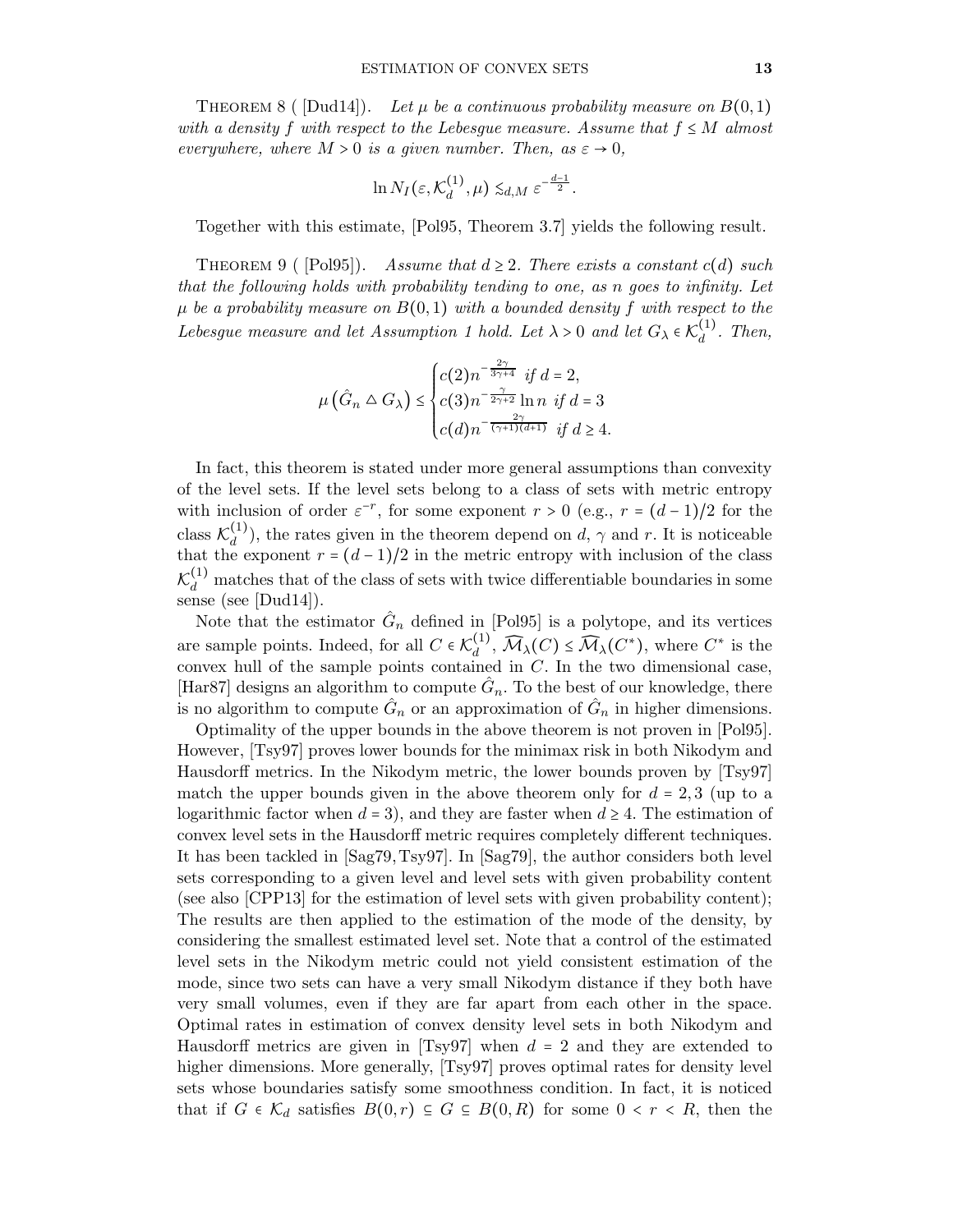THEOREM 8 ( [Dud14]). *Let $\mu$ be a continuous probability measure on $B(0,1)$ with a density $f$ with respect to the Lebesgue measure. Assume that $f \leq M$ almost everywhere, where $M > 0$ is a given number. Then, as $\varepsilon \to 0$,*

$$\ln N_I(\varepsilon, \mathcal{K}_d^{(1)}, \mu) \lesssim_{d,M} \varepsilon^{-\frac{d-1}{2}}.$$

Together with this estimate, [Pol95, Theorem 3.7] yields the following result.

THEOREM 9 ( [Pol95]). *Assume that $d \geq 2$. There exists a constant $c(d)$ such that the following holds with probability tending to one, as $n$ goes to infinity. Let $\mu$ be a probability measure on $B(0,1)$ with a bounded density $f$ with respect to the Lebesgue measure and let Assumption 1 hold. Let $\lambda > 0$ and let $G_\lambda \in \mathcal{K}_d^{(1)}$. Then,*

$$\mu\left(\hat{G}_n \triangle G_\lambda\right) \leq \begin{cases} c(2) n^{-\frac{2\gamma}{3\gamma+4}} \text{ if } d = 2, \\ c(3) n^{-\frac{\gamma}{2\gamma+2}} \ln n \text{ if } d = 3 \\ c(d) n^{-\frac{2\gamma}{(\gamma+1)(d+1)}} \text{ if } d \geq 4. \end{cases}$$

In fact, this theorem is stated under more general assumptions than convexity of the level sets. If the level sets belong to a class of sets with metric entropy with inclusion of order $\varepsilon^{-r}$, for some exponent $r > 0$ (e.g., $r = (d-1)/2$ for the class $\mathcal{K}_d^{(1)}$), the rates given in the theorem depend on $d$, $\gamma$ and $r$. It is noticeable that the exponent $r = (d-1)/2$ in the metric entropy with inclusion of the class $\mathcal{K}_d^{(1)}$ matches that of the class of sets with twice differentiable boundaries in some sense (see [Dud14]).

Note that the estimator $\hat{G}_n$ defined in [Pol95] is a polytope, and its vertices are sample points. Indeed, for all $C \in \mathcal{K}_d^{(1)}$, $\widehat{\mathcal{M}}_\lambda(C) \leq \widehat{\mathcal{M}}_\lambda(C^*)$, where $C^*$ is the convex hull of the sample points contained in $C$. In the two dimensional case, [Har87] designs an algorithm to compute $\hat{G}_n$. To the best of our knowledge, there is no algorithm to compute $\hat{G}_n$ or an approximation of $\hat{G}_n$ in higher dimensions.

Optimality of the upper bounds in the above theorem is not proven in [Pol95]. However, [Tsy97] proves lower bounds for the minimax risk in both Nikodym and Hausdorff metrics. In the Nikodym metric, the lower bounds proven by [Tsy97] match the upper bounds given in the above theorem only for $d = 2, 3$ (up to a logarithmic factor when $d = 3$), and they are faster when $d \geq 4$. The estimation of convex level sets in the Hausdorff metric requires completely different techniques. It has been tackled in [Sag79, Tsy97]. In [Sag79], the author considers both level sets corresponding to a given level and level sets with given probability content (see also [CPP13] for the estimation of level sets with given probability content); The results are then applied to the estimation of the mode of the density, by considering the smallest estimated level set. Note that a control of the estimated level sets in the Nikodym metric could not yield consistent estimation of the mode, since two sets can have a very small Nikodym distance if they both have very small volumes, even if they are far apart from each other in the space. Optimal rates in estimation of convex density level sets in both Nikodym and Hausdorff metrics are given in [Tsy97] when $d = 2$ and they are extended to higher dimensions. More generally, [Tsy97] proves optimal rates for density level sets whose boundaries satisfy some smoothness condition. In fact, it is noticed that if $G \in \mathcal{K}_d$ satisfies $B(0,r) \subseteq G \subseteq B(0,R)$ for some $0 < r < R$, then the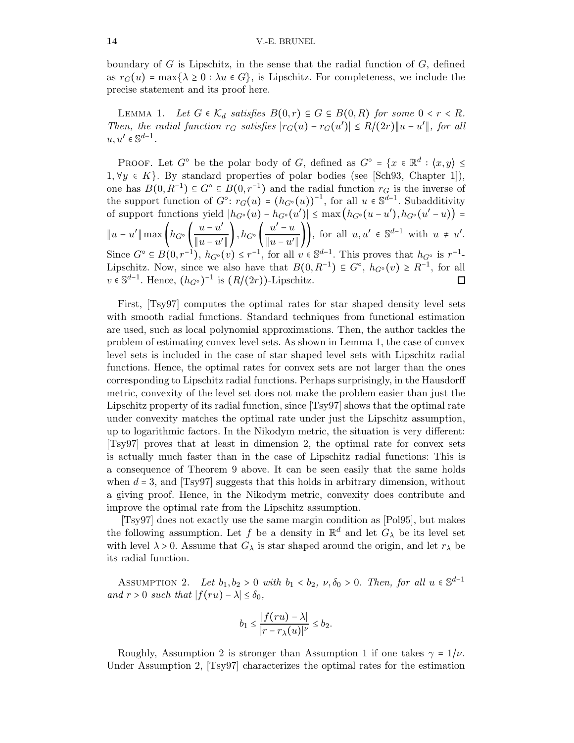boundary of $G$ is Lipschitz, in the sense that the radial function of $G$, defined as $r_G(u) = \max\{\lambda \ge 0 : \lambda u \in G\}$, is Lipschitz. For completeness, we include the precise statement and its proof here.

LEMMA 1. *Let $G \in \mathcal{K}_d$ satisfies $B(0,r) \subseteq G \subseteq B(0,R)$ for some $0 < r < R$. Then, the radial function $r_G$ satisfies $|r_G(u) - r_G(u')| \le R/(2r)\|u - u'\|$, for all $u, u' \in \mathbb{S}^{d-1}$.*

PROOF. Let $G^\circ$ be the polar body of $G$, defined as $G^\circ = \{x \in \mathbb{R}^d : \langle x, y\rangle \le 1, \forall y \in K\}$. By standard properties of polar bodies (see [Sch93, Chapter 1]), one has $B(0,R^{-1}) \subseteq G^\circ \subseteq B(0,r^{-1})$ and the radial function $r_G$ is the inverse of the support function of $G^\circ$: $r_G(u) = (h_{G^\circ}(u))^{-1}$, for all $u \in \mathbb{S}^{d-1}$. Subadditivity of support functions yield $|h_{G^\circ}(u) - h_{G^\circ}(u')| \le \max\left(h_{G^\circ}(u-u'), h_{G^\circ}(u'-u)\right) = \|u-u'\| \max\left(h_{G^\circ}\left(\frac{u-u'}{\|u-u'\|}\right), h_{G^\circ}\left(\frac{u'-u}{\|u-u'\|}\right)\right)$, for all $u, u' \in \mathbb{S}^{d-1}$ with $u \ne u'$. Since $G^\circ \subseteq B(0,r^{-1})$, $h_{G^\circ}(v) \le r^{-1}$, for all $v \in \mathbb{S}^{d-1}$. This proves that $h_{G^\circ}$ is $r^{-1}$-Lipschitz. Now, since we also have that $B(0,R^{-1}) \subseteq G^\circ$, $h_{G^\circ}(v) \ge R^{-1}$, for all $v \in \mathbb{S}^{d-1}$. Hence, $(h_{G^\circ})^{-1}$ is $(R/(2r))$-Lipschitz. ∎

First, [Tsy97] computes the optimal rates for star shaped density level sets with smooth radial functions. Standard techniques from functional estimation are used, such as local polynomial approximations. Then, the author tackles the problem of estimating convex level sets. As shown in Lemma 1, the case of convex level sets is included in the case of star shaped level sets with Lipschitz radial functions. Hence, the optimal rates for convex sets are not larger than the ones corresponding to Lipschitz radial functions. Perhaps surprisingly, in the Hausdorff metric, convexity of the level set does not make the problem easier than just the Lipschitz property of its radial function, since [Tsy97] shows that the optimal rate under convexity matches the optimal rate under just the Lipschitz assumption, up to logarithmic factors. In the Nikodym metric, the situation is very different: [Tsy97] proves that at least in dimension 2, the optimal rate for convex sets is actually much faster than in the case of Lipschitz radial functions: This is a consequence of Theorem 9 above. It can be seen easily that the same holds when $d = 3$, and [Tsy97] suggests that this holds in arbitrary dimension, without a giving proof. Hence, in the Nikodym metric, convexity does contribute and improve the optimal rate from the Lipschitz assumption.

[Tsy97] does not exactly use the same margin condition as [Pol95], but makes the following assumption. Let $f$ be a density in $\mathbb{R}^d$ and let $G_\lambda$ be its level set with level $\lambda > 0$. Assume that $G_\lambda$ is star shaped around the origin, and let $r_\lambda$ be its radial function.

ASSUMPTION 2. *Let $b_1, b_2 > 0$ with $b_1 < b_2$, $\nu, \delta_0 > 0$. Then, for all $u \in \mathbb{S}^{d-1}$ and $r > 0$ such that $|f(ru) - \lambda| \le \delta_0$,*

$$b_1 \le \frac{|f(ru) - \lambda|}{|r - r_\lambda(u)|^\nu} \le b_2.$$

Roughly, Assumption 2 is stronger than Assumption 1 if one takes $\gamma = 1/\nu$. Under Assumption 2, [Tsy97] characterizes the optimal rates for the estimation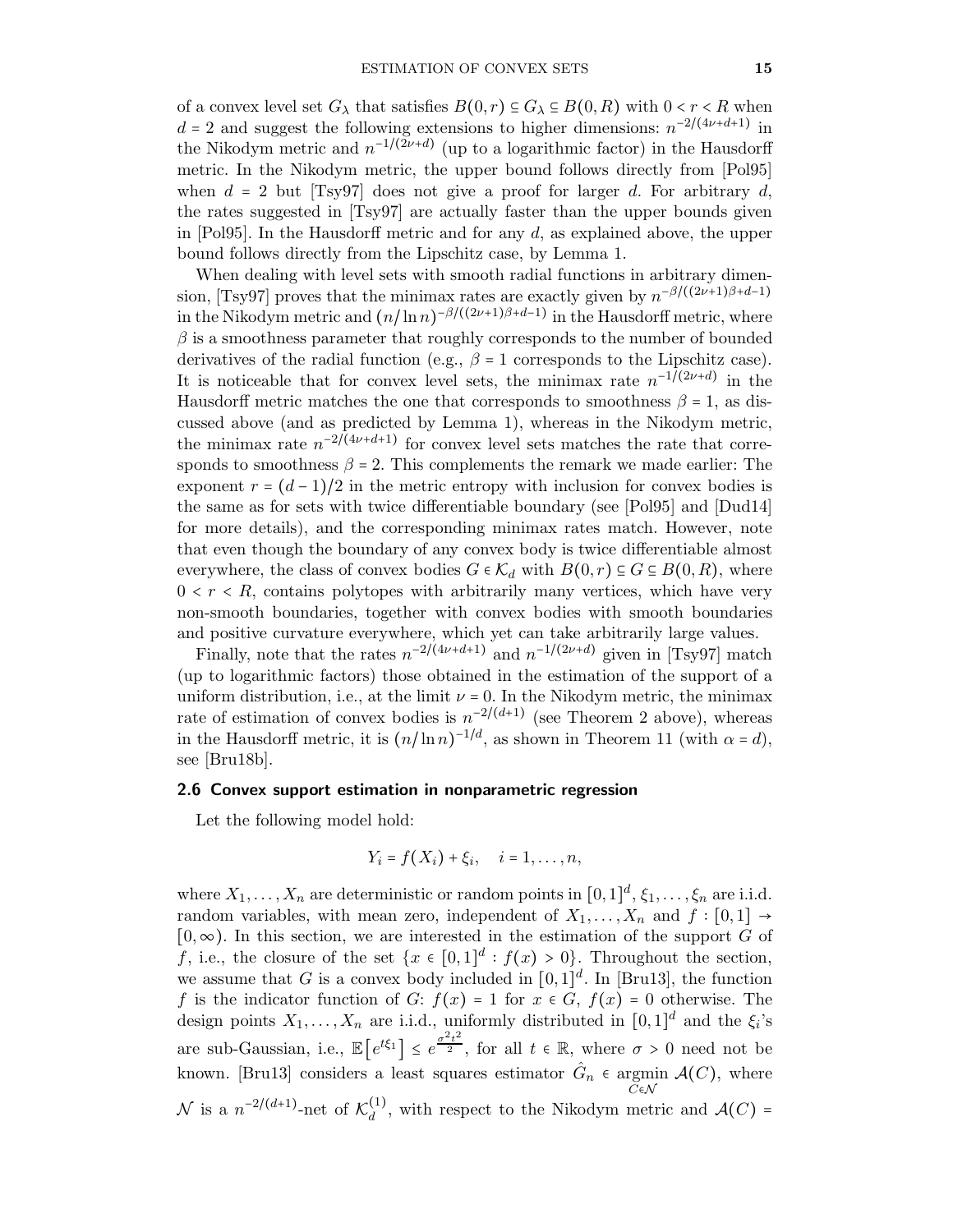of a convex level set $G_\lambda$ that satisfies $B(0,r) \subseteq G_\lambda \subseteq B(0,R)$ with $0 < r < R$ when $d = 2$ and suggest the following extensions to higher dimensions: $n^{-2/(4\nu+d+1)}$ in the Nikodym metric and $n^{-1/(2\nu+d)}$ (up to a logarithmic factor) in the Hausdorff metric. In the Nikodym metric, the upper bound follows directly from [Pol95] when $d = 2$ but [Tsy97] does not give a proof for larger $d$. For arbitrary $d$, the rates suggested in [Tsy97] are actually faster than the upper bounds given in [Pol95]. In the Hausdorff metric and for any $d$, as explained above, the upper bound follows directly from the Lipschitz case, by Lemma 1.

When dealing with level sets with smooth radial functions in arbitrary dimension, [Tsy97] proves that the minimax rates are exactly given by $n^{-\beta/((2\nu+1)\beta+d-1)}$ in the Nikodym metric and $(n/\ln n)^{-\beta/((2\nu+1)\beta+d-1)}$ in the Hausdorff metric, where $\beta$ is a smoothness parameter that roughly corresponds to the number of bounded derivatives of the radial function (e.g., $\beta = 1$ corresponds to the Lipschitz case). It is noticeable that for convex level sets, the minimax rate $n^{-1/(2\nu+d)}$ in the Hausdorff metric matches the one that corresponds to smoothness $\beta = 1$, as discussed above (and as predicted by Lemma 1), whereas in the Nikodym metric, the minimax rate $n^{-2/(4\nu+d+1)}$ for convex level sets matches the rate that corresponds to smoothness $\beta = 2$. This complements the remark we made earlier: The exponent $r = (d-1)/2$ in the metric entropy with inclusion for convex bodies is the same as for sets with twice differentiable boundary (see [Pol95] and [Dud14] for more details), and the corresponding minimax rates match. However, note that even though the boundary of any convex body is twice differentiable almost everywhere, the class of convex bodies $G \in \mathcal{K}_d$ with $B(0,r) \subseteq G \subseteq B(0,R)$, where $0 < r < R$, contains polytopes with arbitrarily many vertices, which have very non-smooth boundaries, together with convex bodies with smooth boundaries and positive curvature everywhere, which yet can take arbitrarily large values.

Finally, note that the rates $n^{-2/(4\nu+d+1)}$ and $n^{-1/(2\nu+d)}$ given in [Tsy97] match (up to logarithmic factors) those obtained in the estimation of the support of a uniform distribution, i.e., at the limit $\nu = 0$. In the Nikodym metric, the minimax rate of estimation of convex bodies is $n^{-2/(d+1)}$ (see Theorem 2 above), whereas in the Hausdorff metric, it is $(n/\ln n)^{-1/d}$, as shown in Theorem 11 (with $\alpha = d$), see [Bru18b].

## 2.6 Convex support estimation in nonparametric regression

Let the following model hold:

$$Y_i = f(X_i) + \xi_i, \quad i = 1, \dots, n,$$

where $X_1, \dots, X_n$ are deterministic or random points in $[0,1]^d$, $\xi_1, \dots, \xi_n$ are i.i.d. random variables, with mean zero, independent of $X_1, \dots, X_n$ and $f : [0,1] \to [0, \infty)$. In this section, we are interested in the estimation of the support $G$ of $f$, i.e., the closure of the set $\{x \in [0,1]^d : f(x) > 0\}$. Throughout the section, we assume that $G$ is a convex body included in $[0,1]^d$. In [Bru13], the function $f$ is the indicator function of $G$: $f(x) = 1$ for $x \in G$, $f(x) = 0$ otherwise. The design points $X_1, \dots, X_n$ are i.i.d., uniformly distributed in $[0,1]^d$ and the $\xi_i$'s are sub-Gaussian, i.e., $\mathbb{E}\left[e^{t\xi_1}\right] \le e^{\frac{\sigma^2 t^2}{2}}$, for all $t \in \mathbb{R}$, where $\sigma > 0$ need not be known. [Bru13] considers a least squares estimator $\hat{G}_n \in \underset{C \in \mathcal{N}}{\operatorname{argmin}}\, \mathcal{A}(C)$, where $\mathcal{N}$ is a $n^{-2/(d+1)}$-net of $\mathcal{K}_d^{(1)}$, with respect to the Nikodym metric and $\mathcal{A}(C) =$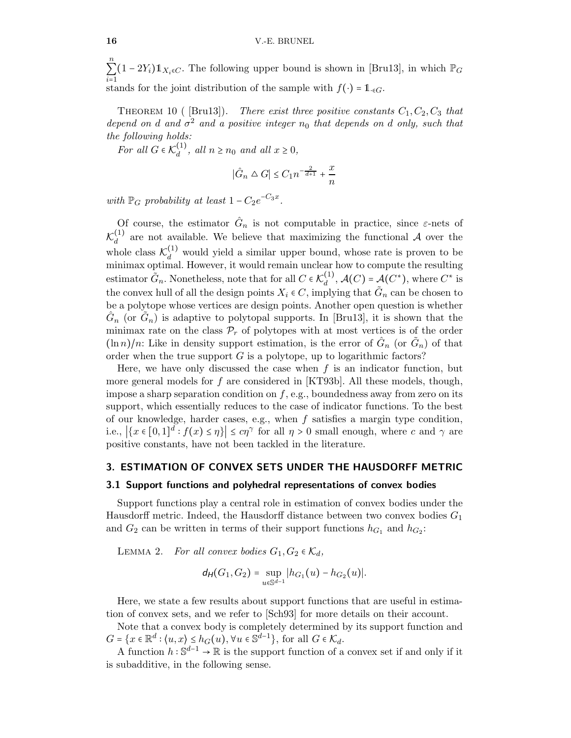$\sum_{i=1}^{n}(1-2Y_i)\mathbb{1}_{X_i\in C}$. The following upper bound is shown in [Bru13], in which $\mathbb{P}_G$ stands for the joint distribution of the sample with $f(\cdot)=\mathbb{1}_{\cdot\in G}$.

THEOREM 10 ( [Bru13]). *There exist three positive constants $C_1, C_2, C_3$ that depend on $d$ and $\sigma^2$ and a positive integer $n_0$ that depends on $d$ only, such that the following holds:*
*For all $G\in\mathcal{K}_d^{(1)}$, all $n\geq n_0$ and all $x\geq 0$,*

$$|\hat{G}_n \triangle G| \leq C_1 n^{-\frac{2}{d+1}} + \frac{x}{n}$$

*with $\mathbb{P}_G$ probability at least $1-C_2e^{-C_3x}$.*

Of course, the estimator $\hat{G}_n$ is not computable in practice, since $\varepsilon$-nets of $\mathcal{K}_d^{(1)}$ are not available. We believe that maximizing the functional $\mathcal{A}$ over the whole class $\mathcal{K}_d^{(1)}$ would yield a similar upper bound, whose rate is proven to be minimax optimal. However, it would remain unclear how to compute the resulting estimator $\tilde{G}_n$. Nonetheless, note that for all $C\in\mathcal{K}_d^{(1)}$, $\mathcal{A}(C)=\mathcal{A}(C^*)$, where $C^*$ is the convex hull of all the design points $X_i\in C$, implying that $\tilde{G}_n$ can be chosen to be a polytope whose vertices are design points. Another open question is whether $\hat{G}_n$ (or $\tilde{G}_n$) is adaptive to polytopal supports. In [Bru13], it is shown that the minimax rate on the class $\mathcal{P}_r$ of polytopes with at most vertices is of the order $(\ln n)/n$: Like in density support estimation, is the error of $\hat{G}_n$ (or $\tilde{G}_n$) of that order when the true support $G$ is a polytope, up to logarithmic factors?

Here, we have only discussed the case when $f$ is an indicator function, but more general models for $f$ are considered in [KT93b]. All these models, though, impose a sharp separation condition on $f$, e.g., boundedness away from zero on its support, which essentially reduces to the case of indicator functions. To the best of our knowledge, harder cases, e.g., when $f$ satisfies a margin type condition, i.e., $\left|\{x\in[0,1]^d : f(x)\leq\eta\}\right|\leq c\eta^{\gamma}$ for all $\eta>0$ small enough, where $c$ and $\gamma$ are positive constants, have not been tackled in the literature.

## 3. ESTIMATION OF CONVEX SETS UNDER THE HAUSDORFF METRIC

### 3.1 Support functions and polyhedral representations of convex bodies

Support functions play a central role in estimation of convex bodies under the Hausdorff metric. Indeed, the Hausdorff distance between two convex bodies $G_1$ and $G_2$ can be written in terms of their support functions $h_{G_1}$ and $h_{G_2}$:

LEMMA 2. *For all convex bodies $G_1, G_2\in\mathcal{K}_d$,*

$$\mathsf{d_H}(G_1,G_2)=\sup_{u\in\mathbb{S}^{d-1}}|h_{G_1}(u)-h_{G_2}(u)|.$$

Here, we state a few results about support functions that are useful in estimation of convex sets, and we refer to [Sch93] for more details on their account.

Note that a convex body is completely determined by its support function and $G=\{x\in\mathbb{R}^d:\langle u,x\rangle\leq h_G(u),\forall u\in\mathbb{S}^{d-1}\}$, for all $G\in\mathcal{K}_d$.

A function $h:\mathbb{S}^{d-1}\to\mathbb{R}$ is the support function of a convex set if and only if it is subadditive, in the following sense.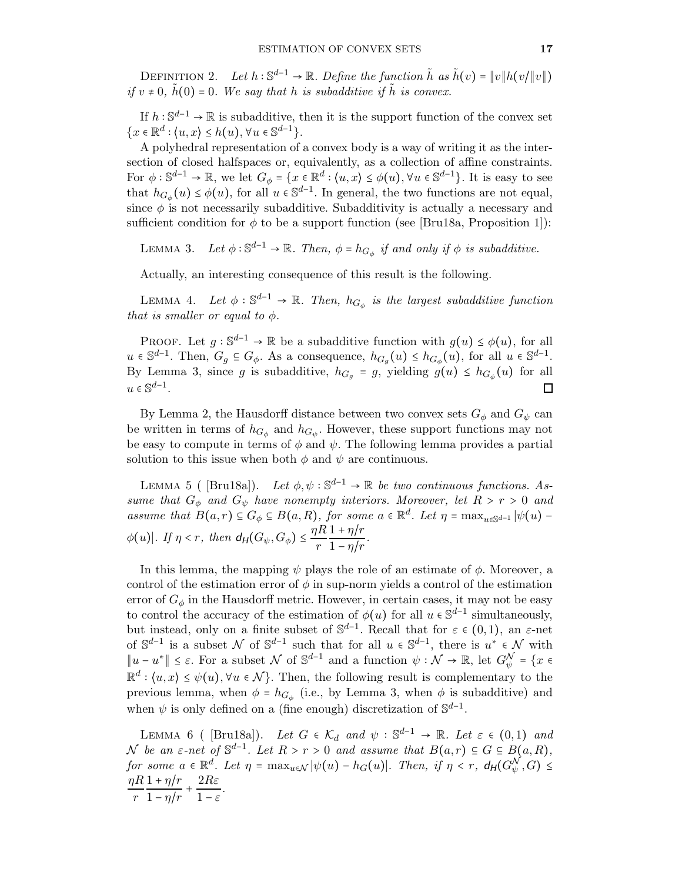Definition 2. *Let $h : \mathbb{S}^{d-1} \to \mathbb{R}$. Define the function $\tilde{h}$ as $\tilde{h}(v) = \|v\| h(v/\|v\|)$ if $v \neq 0$, $\tilde{h}(0) = 0$. We say that $h$ is subadditive if $\tilde{h}$ is convex.*

If $h : \mathbb{S}^{d-1} \to \mathbb{R}$ is subadditive, then it is the support function of the convex set $\{x \in \mathbb{R}^d : \langle u, x\rangle \le h(u), \forall u \in \mathbb{S}^{d-1}\}$.

A polyhedral representation of a convex body is a way of writing it as the intersection of closed halfspaces or, equivalently, as a collection of affine constraints. For $\phi : \mathbb{S}^{d-1} \to \mathbb{R}$, we let $G_\phi = \{x \in \mathbb{R}^d : \langle u, x\rangle \le \phi(u), \forall u \in \mathbb{S}^{d-1}\}$. It is easy to see that $h_{G_\phi}(u) \le \phi(u)$, for all $u \in \mathbb{S}^{d-1}$. In general, the two functions are not equal, since $\phi$ is not necessarily subadditive. Subadditivity is actually a necessary and sufficient condition for $\phi$ to be a support function (see [Bru18a, Proposition 1]):

Lemma 3. *Let $\phi : \mathbb{S}^{d-1} \to \mathbb{R}$. Then, $\phi = h_{G_\phi}$ if and only if $\phi$ is subadditive.*

Actually, an interesting consequence of this result is the following.

Lemma 4. *Let $\phi : \mathbb{S}^{d-1} \to \mathbb{R}$. Then, $h_{G_\phi}$ is the largest subadditive function that is smaller or equal to $\phi$.*

Proof. Let $g : \mathbb{S}^{d-1} \to \mathbb{R}$ be a subadditive function with $g(u) \le \phi(u)$, for all $u \in \mathbb{S}^{d-1}$. Then, $G_g \subseteq G_\phi$. As a consequence, $h_{G_g}(u) \le h_{G_\phi}(u)$, for all $u \in \mathbb{S}^{d-1}$. By Lemma 3, since $g$ is subadditive, $h_{G_g} = g$, yielding $g(u) \le h_{G_\phi}(u)$ for all $u \in \mathbb{S}^{d-1}$. □

By Lemma 2, the Hausdorff distance between two convex sets $G_\phi$ and $G_\psi$ can be written in terms of $h_{G_\phi}$ and $h_{G_\psi}$. However, these support functions may not be easy to compute in terms of $\phi$ and $\psi$. The following lemma provides a partial solution to this issue when both $\phi$ and $\psi$ are continuous.

Lemma 5 ( [Bru18a]). *Let $\phi, \psi : \mathbb{S}^{d-1} \to \mathbb{R}$ be two continuous functions. Assume that $G_\phi$ and $G_\psi$ have nonempty interiors. Moreover, let $R > r > 0$ and assume that $B(a, r) \subseteq G_\phi \subseteq B(a, R)$, for some $a \in \mathbb{R}^d$. Let $\eta = \max_{u \in \mathbb{S}^{d-1}} |\psi(u) - \phi(u)|$. If $\eta < r$, then $\mathsf{d_H}(G_\psi, G_\phi) \le \dfrac{\eta R}{r} \dfrac{1 + \eta/r}{1 - \eta/r}$.*

In this lemma, the mapping $\psi$ plays the role of an estimate of $\phi$. Moreover, a control of the estimation error of $\phi$ in sup-norm yields a control of the estimation error of $G_\phi$ in the Hausdorff metric. However, in certain cases, it may not be easy to control the accuracy of the estimation of $\phi(u)$ for all $u \in \mathbb{S}^{d-1}$ simultaneously, but instead, only on a finite subset of $\mathbb{S}^{d-1}$. Recall that for $\varepsilon \in (0, 1)$, an $\varepsilon$-net of $\mathbb{S}^{d-1}$ is a subset $\mathcal{N}$ of $\mathbb{S}^{d-1}$ such that for all $u \in \mathbb{S}^{d-1}$, there is $u^* \in \mathcal{N}$ with $\|u - u^*\| \le \varepsilon$. For a subset $\mathcal{N}$ of $\mathbb{S}^{d-1}$ and a function $\psi : \mathcal{N} \to \mathbb{R}$, let $G_\psi^{\mathcal{N}} = \{x \in \mathbb{R}^d : \langle u, x\rangle \le \psi(u), \forall u \in \mathcal{N}\}$. Then, the following result is complementary to the previous lemma, when $\phi = h_{G_\phi}$ (i.e., by Lemma 3, when $\phi$ is subadditive) and when $\psi$ is only defined on a (fine enough) discretization of $\mathbb{S}^{d-1}$.

Lemma 6 ( [Bru18a]). *Let $G \in \mathcal{K}_d$ and $\psi : \mathbb{S}^{d-1} \to \mathbb{R}$. Let $\varepsilon \in (0, 1)$ and $\mathcal{N}$ be an $\varepsilon$-net of $\mathbb{S}^{d-1}$. Let $R > r > 0$ and assume that $B(a, r) \subseteq G \subseteq B(a, R)$, for some $a \in \mathbb{R}^d$. Let $\eta = \max_{u \in \mathcal{N}} |\psi(u) - h_G(u)|$. Then, if $\eta < r$, $\mathsf{d_H}(G_\psi^{\mathcal{N}}, G) \le \dfrac{\eta R}{r} \dfrac{1 + \eta/r}{1 - \eta/r} + \dfrac{2R\varepsilon}{1 - \varepsilon}$.*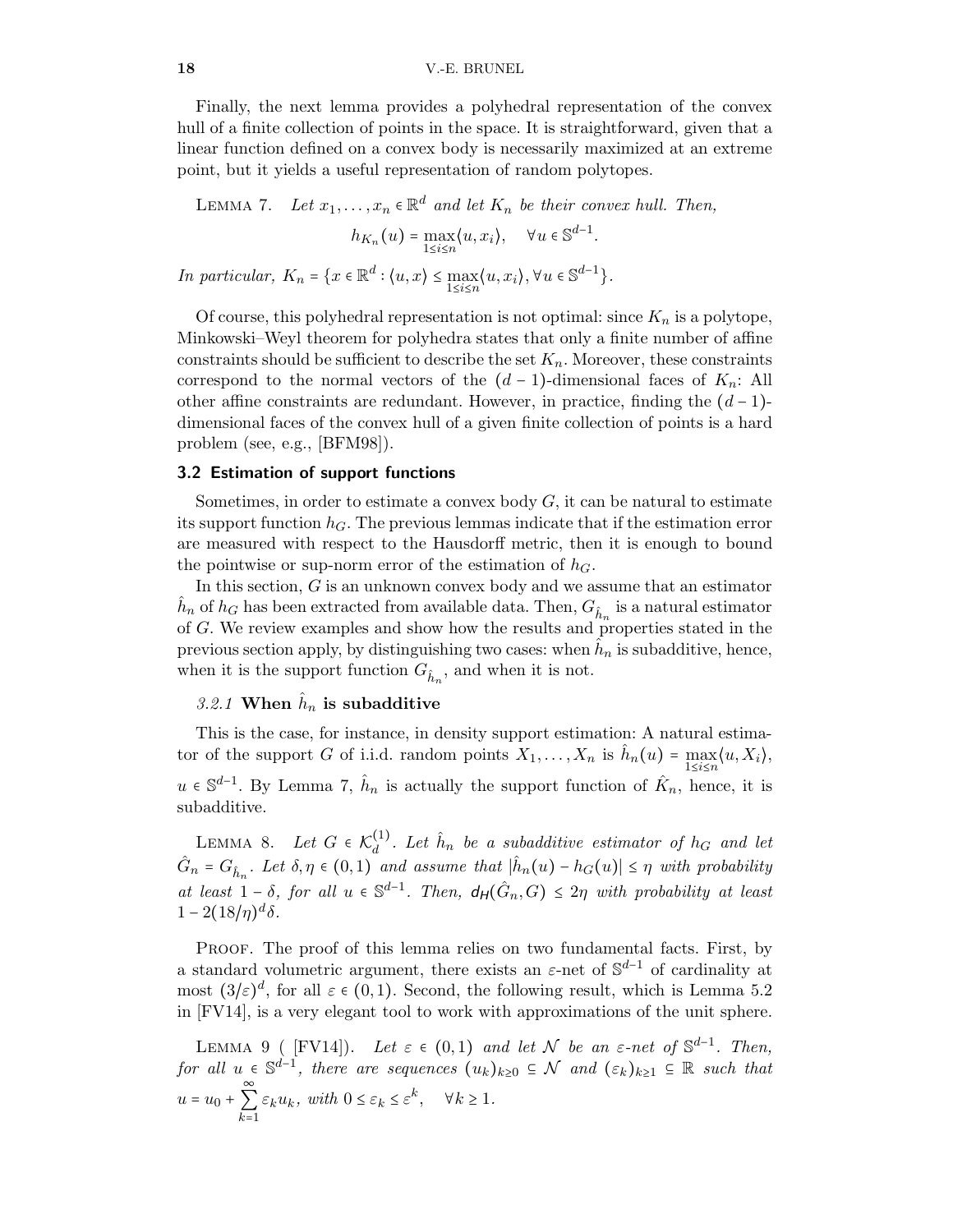Finally, the next lemma provides a polyhedral representation of the convex hull of a finite collection of points in the space. It is straightforward, given that a linear function defined on a convex body is necessarily maximized at an extreme point, but it yields a useful representation of random polytopes.

LEMMA 7. *Let $x_1, \dots, x_n \in \mathbb{R}^d$ and let $K_n$ be their convex hull. Then,*

$$h_{K_n}(u) = \max_{1 \le i \le n} \langle u, x_i \rangle, \quad \forall u \in \mathbb{S}^{d-1}.$$

*In particular, $K_n = \{x \in \mathbb{R}^d : \langle u, x \rangle \le \max_{1 \le i \le n} \langle u, x_i \rangle, \forall u \in \mathbb{S}^{d-1}\}$.*

Of course, this polyhedral representation is not optimal: since $K_n$ is a polytope, Minkowski–Weyl theorem for polyhedra states that only a finite number of affine constraints should be sufficient to describe the set $K_n$. Moreover, these constraints correspond to the normal vectors of the $(d-1)$-dimensional faces of $K_n$: All other affine constraints are redundant. However, in practice, finding the $(d-1)$-dimensional faces of the convex hull of a given finite collection of points is a hard problem (see, e.g., [BFM98]).

### 3.2 Estimation of support functions

Sometimes, in order to estimate a convex body $G$, it can be natural to estimate its support function $h_G$. The previous lemmas indicate that if the estimation error are measured with respect to the Hausdorff metric, then it is enough to bound the pointwise or sup-norm error of the estimation of $h_G$.

In this section, $G$ is an unknown convex body and we assume that an estimator $\hat{h}_n$ of $h_G$ has been extracted from available data. Then, $G_{\hat{h}_n}$ is a natural estimator of $G$. We review examples and show how the results and properties stated in the previous section apply, by distinguishing two cases: when $\hat{h}_n$ is subadditive, hence, when it is the support function $G_{\hat{h}_n}$, and when it is not.

#### *3.2.1* When $\hat{h}_n$ is subadditive

This is the case, for instance, in density support estimation: A natural estimator of the support $G$ of i.i.d. random points $X_1, \dots, X_n$ is $\hat{h}_n(u) = \max_{1 \le i \le n} \langle u, X_i \rangle$, $u \in \mathbb{S}^{d-1}$. By Lemma 7, $\hat{h}_n$ is actually the support function of $\hat{K}_n$, hence, it is subadditive.

LEMMA 8. *Let $G \in \mathcal{K}_d^{(1)}$. Let $\hat{h}_n$ be a subadditive estimator of $h_G$ and let $\hat{G}_n = G_{\hat{h}_n}$. Let $\delta, \eta \in (0,1)$ and assume that $|\hat{h}_n(u) - h_G(u)| \le \eta$ with probability at least $1 - \delta$, for all $u \in \mathbb{S}^{d-1}$. Then, $\mathsf{d_H}(\hat{G}_n, G) \le 2\eta$ with probability at least $1 - 2(18/\eta)^d \delta$.*

PROOF. The proof of this lemma relies on two fundamental facts. First, by a standard volumetric argument, there exists an $\varepsilon$-net of $\mathbb{S}^{d-1}$ of cardinality at most $(3/\varepsilon)^d$, for all $\varepsilon \in (0,1)$. Second, the following result, which is Lemma 5.2 in [FV14], is a very elegant tool to work with approximations of the unit sphere.

LEMMA 9 ( [FV14]). *Let $\varepsilon \in (0,1)$ and let $\mathcal{N}$ be an $\varepsilon$-net of $\mathbb{S}^{d-1}$. Then, for all $u \in \mathbb{S}^{d-1}$, there are sequences $(u_k)_{k \ge 0} \subseteq \mathcal{N}$ and $(\varepsilon_k)_{k \ge 1} \subseteq \mathbb{R}$ such that $u = u_0 + \sum_{k=1}^{\infty} \varepsilon_k u_k$, with $0 \le \varepsilon_k \le \varepsilon^k$, $\quad \forall k \ge 1$.*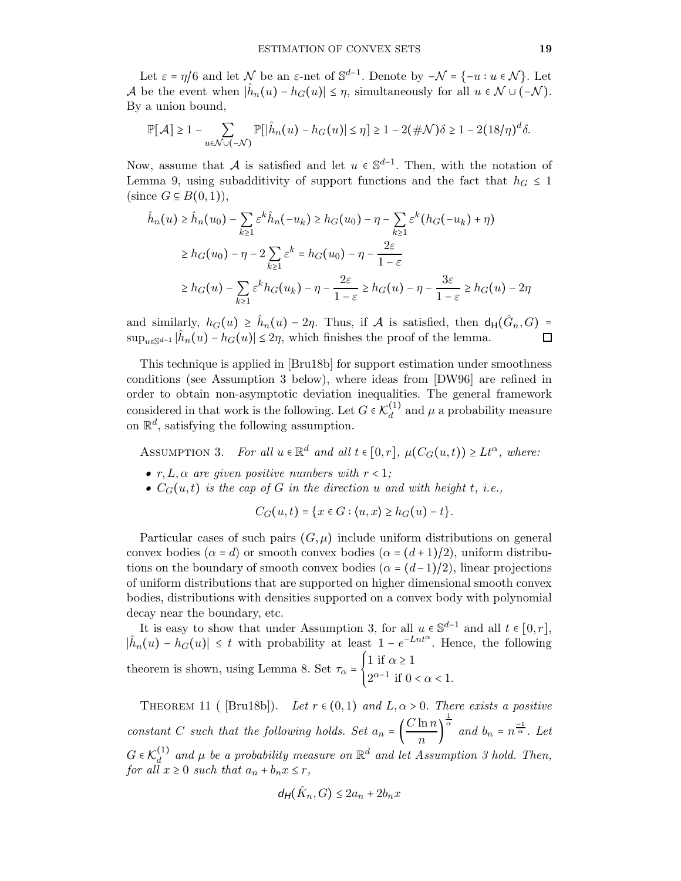Let $\varepsilon = \eta/6$ and let $\mathcal{N}$ be an $\varepsilon$-net of $\mathbb{S}^{d-1}$. Denote by $-\mathcal{N} = \{-u : u \in \mathcal{N}\}$. Let $\mathcal{A}$ be the event when $|\hat{h}_n(u) - h_G(u)| \leq \eta$, simultaneously for all $u \in \mathcal{N} \cup (-\mathcal{N})$. By a union bound,

$$\mathbb{P}[\mathcal{A}] \geq 1 - \sum_{u \in \mathcal{N} \cup (-\mathcal{N})} \mathbb{P}[|\hat{h}_n(u) - h_G(u)| \leq \eta] \geq 1 - 2(\#\mathcal{N})\delta \geq 1 - 2(18/\eta)^d \delta.$$

Now, assume that $\mathcal{A}$ is satisfied and let $u \in \mathbb{S}^{d-1}$. Then, with the notation of Lemma 9, using subadditivity of support functions and the fact that $h_G \leq 1$ (since $G \subseteq B(0,1)$),

$$\begin{aligned}
\hat{h}_n(u) &\geq \hat{h}_n(u_0) - \sum_{k \geq 1} \varepsilon^k \hat{h}_n(-u_k) \geq h_G(u_0) - \eta - \sum_{k \geq 1} \varepsilon^k (h_G(-u_k) + \eta) \\
&\geq h_G(u_0) - \eta - 2\sum_{k \geq 1} \varepsilon^k = h_G(u_0) - \eta - \frac{2\varepsilon}{1-\varepsilon} \\
&\geq h_G(u) - \sum_{k \geq 1} \varepsilon^k h_G(u_k) - \eta - \frac{2\varepsilon}{1-\varepsilon} \geq h_G(u) - \eta - \frac{3\varepsilon}{1-\varepsilon} \geq h_G(u) - 2\eta
\end{aligned}$$

and similarly, $h_G(u) \geq \hat{h}_n(u) - 2\eta$. Thus, if $\mathcal{A}$ is satisfied, then $\mathsf{d_H}(\hat{G}_n, G) = \sup_{u \in \mathbb{S}^{d-1}} |\hat{h}_n(u) - h_G(u)| \leq 2\eta$, which finishes the proof of the lemma. ☐

This technique is applied in [Bru18b] for support estimation under smoothness conditions (see Assumption 3 below), where ideas from [DW96] are refined in order to obtain non-asymptotic deviation inequalities. The general framework considered in that work is the following. Let $G \in \mathcal{K}_d^{(1)}$ and $\mu$ a probability measure on $\mathbb{R}^d$, satisfying the following assumption.

Assumption 3. *For all $u \in \mathbb{R}^d$ and all $t \in [0, r]$, $\mu(C_G(u,t)) \geq Lt^\alpha$, where:*

- *$r, L, \alpha$ are given positive numbers with $r < 1$;*
- *$C_G(u,t)$ is the cap of $G$ in the direction $u$ and with height $t$, i.e.,*

$$C_G(u,t) = \{x \in G : \langle u, x \rangle \geq h_G(u) - t\}.$$

Particular cases of such pairs $(G, \mu)$ include uniform distributions on general convex bodies ($\alpha = d$) or smooth convex bodies ($\alpha = (d+1)/2$), uniform distributions on the boundary of smooth convex bodies ($\alpha = (d-1)/2$), linear projections of uniform distributions that are supported on higher dimensional smooth convex bodies, distributions with densities supported on a convex body with polynomial decay near the boundary, etc.

It is easy to show that under Assumption 3, for all $u \in \mathbb{S}^{d-1}$ and all $t \in [0, r]$, $|\hat{h}_n(u) - h_G(u)| \leq t$ with probability at least $1 - e^{-Lnt^\alpha}$. Hence, the following theorem is shown, using Lemma 8. Set $\tau_\alpha = \begin{cases} 1 \text{ if } \alpha \geq 1 \\ 2^{\alpha-1} \text{ if } 0 < \alpha < 1. \end{cases}$

Theorem 11 ( [Bru18b]). *Let $r \in (0,1)$ and $L, \alpha > 0$. There exists a positive constant $C$ such that the following holds. Set $a_n = \left(\frac{C \ln n}{n}\right)^{\frac{1}{\alpha}}$ and $b_n = n^{\frac{-1}{\alpha}}$. Let $G \in \mathcal{K}_d^{(1)}$ and $\mu$ be a probability measure on $\mathbb{R}^d$ and let Assumption 3 hold. Then, for all $x \geq 0$ such that $a_n + b_n x \leq r$,*

$$\mathsf{d_H}(\hat{K}_n, G) \leq 2a_n + 2b_n x$$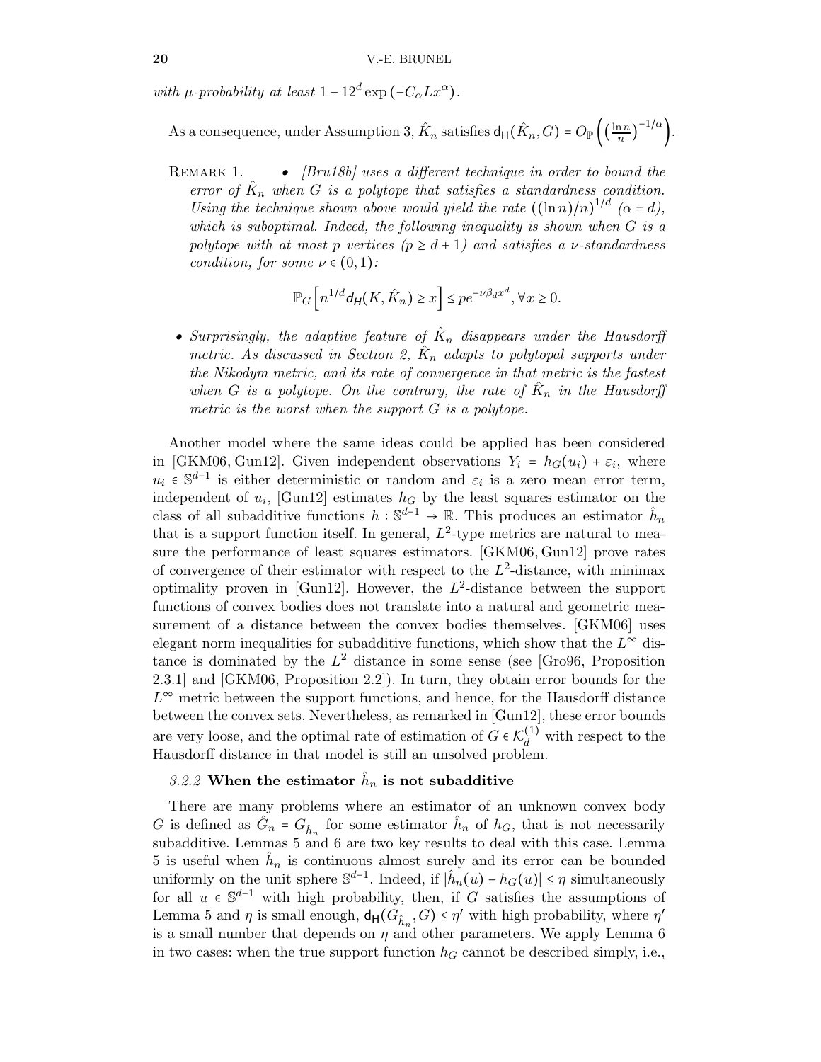*with $\mu$-probability at least $1 - 12^d \exp\left(-C_\alpha L x^\alpha\right)$.*

As a consequence, under Assumption 3, $\hat{K}_n$ satisfies $\mathsf{d_H}(\hat{K}_n, G) = O_{\mathbb{P}}\left(\left(\frac{\ln n}{n}\right)^{-1/\alpha}\right)$.

REMARK 1.
- *[Bru18b] uses a different technique in order to bound the error of $\hat{K}_n$ when $G$ is a polytope that satisfies a standardness condition. Using the technique shown above would yield the rate $\left((\ln n)/n\right)^{1/d}$ ($\alpha = d$), which is suboptimal. Indeed, the following inequality is shown when $G$ is a polytope with at most $p$ vertices ($p \geq d+1$) and satisfies a $\nu$-standardness condition, for some $\nu \in (0,1)$:*

$$\mathbb{P}_G\left[n^{1/d}\mathsf{d_H}(K, \hat{K}_n) \geq x\right] \leq p e^{-\nu \beta_d x^d}, \forall x \geq 0.$$

- *Surprisingly, the adaptive feature of $\hat{K}_n$ disappears under the Hausdorff metric. As discussed in Section 2, $\hat{K}_n$ adapts to polytopal supports under the Nikodym metric, and its rate of convergence in that metric is the fastest when $G$ is a polytope. On the contrary, the rate of $\hat{K}_n$ in the Hausdorff metric is the worst when the support $G$ is a polytope.*

Another model where the same ideas could be applied has been considered in [GKM06, Gun12]. Given independent observations $Y_i = h_G(u_i) + \varepsilon_i$, where $u_i \in \mathbb{S}^{d-1}$ is either deterministic or random and $\varepsilon_i$ is a zero mean error term, independent of $u_i$, [Gun12] estimates $h_G$ by the least squares estimator on the class of all subadditive functions $h : \mathbb{S}^{d-1} \to \mathbb{R}$. This produces an estimator $\hat{h}_n$ that is a support function itself. In general, $L^2$-type metrics are natural to measure the performance of least squares estimators. [GKM06, Gun12] prove rates of convergence of their estimator with respect to the $L^2$-distance, with minimax optimality proven in [Gun12]. However, the $L^2$-distance between the support functions of convex bodies does not translate into a natural and geometric measurement of a distance between the convex bodies themselves. [GKM06] uses elegant norm inequalities for subadditive functions, which show that the $L^\infty$ distance is dominated by the $L^2$ distance in some sense (see [Gro96, Proposition 2.3.1] and [GKM06, Proposition 2.2]). In turn, they obtain error bounds for the $L^\infty$ metric between the support functions, and hence, for the Hausdorff distance between the convex sets. Nevertheless, as remarked in [Gun12], these error bounds are very loose, and the optimal rate of estimation of $G \in \mathcal{K}_d^{(1)}$ with respect to the Hausdorff distance in that model is still an unsolved problem.

### *3.2.2* When the estimator $\hat{h}_n$ is not subadditive

There are many problems where an estimator of an unknown convex body $G$ is defined as $\hat{G}_n = G_{\hat{h}_n}$ for some estimator $\hat{h}_n$ of $h_G$, that is not necessarily subadditive. Lemmas 5 and 6 are two key results to deal with this case. Lemma 5 is useful when $\hat{h}_n$ is continuous almost surely and its error can be bounded uniformly on the unit sphere $\mathbb{S}^{d-1}$. Indeed, if $|\hat{h}_n(u) - h_G(u)| \leq \eta$ simultaneously for all $u \in \mathbb{S}^{d-1}$ with high probability, then, if $G$ satisfies the assumptions of Lemma 5 and $\eta$ is small enough, $\mathsf{d_H}(G_{\hat{h}_n}, G) \leq \eta'$ with high probability, where $\eta'$ is a small number that depends on $\eta$ and other parameters. We apply Lemma 6 in two cases: when the true support function $h_G$ cannot be described simply, i.e.,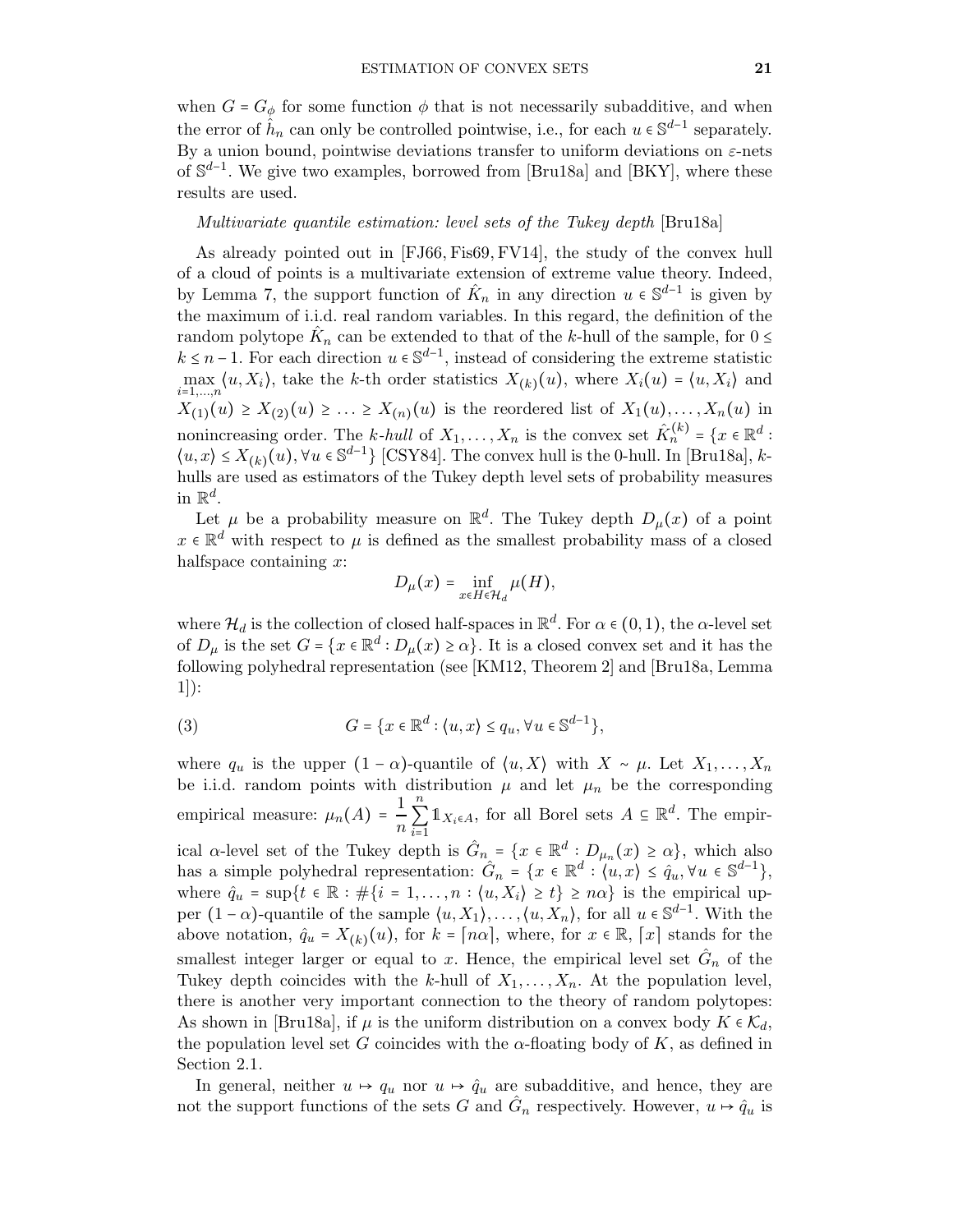when $G = G_\phi$ for some function $\phi$ that is not necessarily subadditive, and when the error of $\hat{h}_n$ can only be controlled pointwise, i.e., for each $u \in \mathbb{S}^{d-1}$ separately. By a union bound, pointwise deviations transfer to uniform deviations on $\varepsilon$-nets of $\mathbb{S}^{d-1}$. We give two examples, borrowed from [Bru18a] and [BKY], where these results are used.

*Multivariate quantile estimation: level sets of the Tukey depth* [Bru18a]

As already pointed out in [FJ66, Fis69, FV14], the study of the convex hull of a cloud of points is a multivariate extension of extreme value theory. Indeed, by Lemma 7, the support function of $\hat{K}_n$ in any direction $u \in \mathbb{S}^{d-1}$ is given by the maximum of i.i.d. real random variables. In this regard, the definition of the random polytope $\hat{K}_n$ can be extended to that of the $k$-hull of the sample, for $0 \leq k \leq n-1$. For each direction $u \in \mathbb{S}^{d-1}$, instead of considering the extreme statistic $\max_{i=1,\dots,n} \langle u, X_i \rangle$, take the $k$-th order statistics $X_{(k)}(u)$, where $X_i(u) = \langle u, X_i \rangle$ and $X_{(1)}(u) \geq X_{(2)}(u) \geq \ldots \geq X_{(n)}(u)$ is the reordered list of $X_1(u), \ldots, X_n(u)$ in nonincreasing order. The *k-hull* of $X_1, \ldots, X_n$ is the convex set $\hat{K}_n^{(k)} = \{x \in \mathbb{R}^d : \langle u, x \rangle \leq X_{(k)}(u), \forall u \in \mathbb{S}^{d-1}\}$ [CSY84]. The convex hull is the 0-hull. In [Bru18a], $k$-hulls are used as estimators of the Tukey depth level sets of probability measures in $\mathbb{R}^d$.

Let $\mu$ be a probability measure on $\mathbb{R}^d$. The Tukey depth $D_\mu(x)$ of a point $x \in \mathbb{R}^d$ with respect to $\mu$ is defined as the smallest probability mass of a closed halfspace containing $x$:

$$D_\mu(x) = \inf_{x \in H \in \mathcal{H}_d} \mu(H),$$

where $\mathcal{H}_d$ is the collection of closed half-spaces in $\mathbb{R}^d$. For $\alpha \in (0,1)$, the $\alpha$-level set of $D_\mu$ is the set $G = \{x \in \mathbb{R}^d : D_\mu(x) \geq \alpha\}$. It is a closed convex set and it has the following polyhedral representation (see [KM12, Theorem 2] and [Bru18a, Lemma 1]):

$$G = \{x \in \mathbb{R}^d : \langle u, x \rangle \leq q_u, \forall u \in \mathbb{S}^{d-1}\}, \tag{3}$$

where $q_u$ is the upper $(1-\alpha)$-quantile of $\langle u, X \rangle$ with $X \sim \mu$. Let $X_1, \ldots, X_n$ be i.i.d. random points with distribution $\mu$ and let $\mu_n$ be the corresponding empirical measure: $\mu_n(A) = \dfrac{1}{n} \sum_{i=1}^n \mathbb{1}_{X_i \in A}$, for all Borel sets $A \subseteq \mathbb{R}^d$. The empirical $\alpha$-level set of the Tukey depth is $\hat{G}_n = \{x \in \mathbb{R}^d : D_{\mu_n}(x) \geq \alpha\}$, which also has a simple polyhedral representation: $\hat{G}_n = \{x \in \mathbb{R}^d : \langle u, x \rangle \leq \hat{q}_u, \forall u \in \mathbb{S}^{d-1}\}$, where $\hat{q}_u = \sup\{t \in \mathbb{R} : \#\{i = 1, \ldots, n : \langle u, X_i \rangle \geq t\} \geq n\alpha\}$ is the empirical upper $(1-\alpha)$-quantile of the sample $\langle u, X_1 \rangle, \ldots, \langle u, X_n \rangle$, for all $u \in \mathbb{S}^{d-1}$. With the above notation, $\hat{q}_u = X_{(k)}(u)$, for $k = \lceil n\alpha \rceil$, where, for $x \in \mathbb{R}$, $\lceil x \rceil$ stands for the smallest integer larger or equal to $x$. Hence, the empirical level set $\hat{G}_n$ of the Tukey depth coincides with the $k$-hull of $X_1, \ldots, X_n$. At the population level, there is another very important connection to the theory of random polytopes: As shown in [Bru18a], if $\mu$ is the uniform distribution on a convex body $K \in \mathcal{K}_d$, the population level set $G$ coincides with the $\alpha$-floating body of $K$, as defined in Section 2.1.

In general, neither $u \mapsto q_u$ nor $u \mapsto \hat{q}_u$ are subadditive, and hence, they are not the support functions of the sets $G$ and $\hat{G}_n$ respectively. However, $u \mapsto \hat{q}_u$ is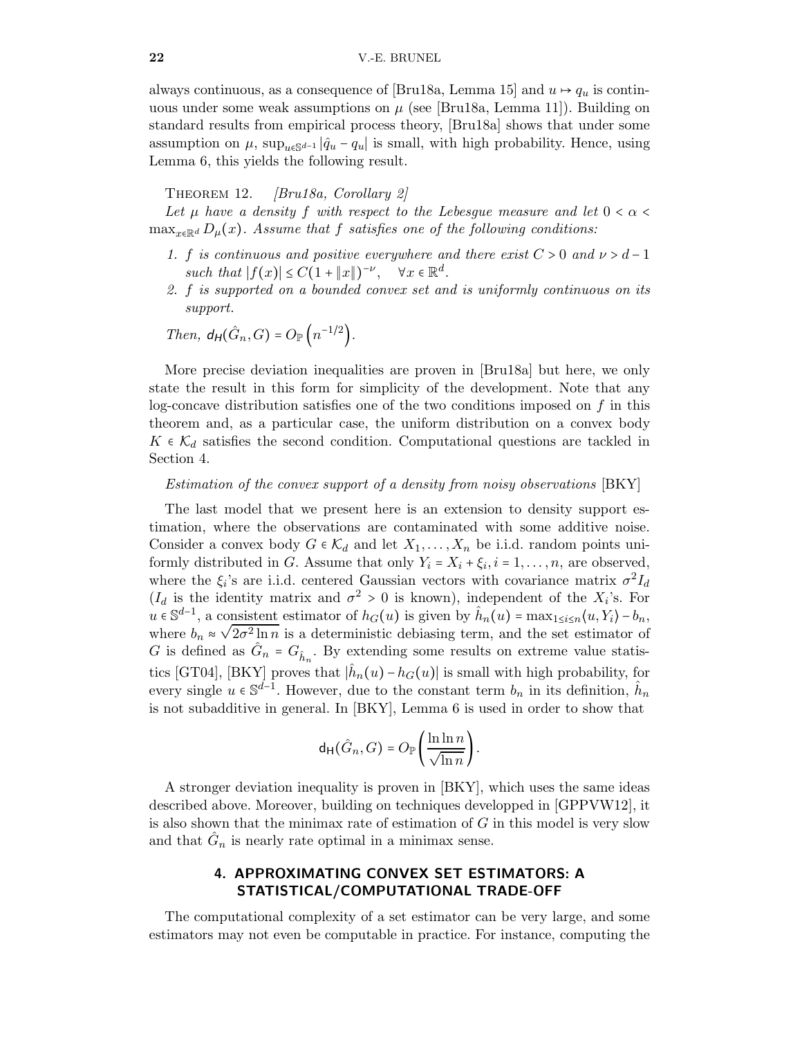always continuous, as a consequence of [Bru18a, Lemma 15] and $u \mapsto q_u$ is continuous under some weak assumptions on $\mu$ (see [Bru18a, Lemma 11]). Building on standard results from empirical process theory, [Bru18a] shows that under some assumption on $\mu$, $\sup_{u \in \mathbb{S}^{d-1}} |\hat{q}_u - q_u|$ is small, with high probability. Hence, using Lemma 6, this yields the following result.

THEOREM 12. *[Bru18a, Corollary 2]*
*Let $\mu$ have a density $f$ with respect to the Lebesgue measure and let $0 < \alpha < \max_{x \in \mathbb{R}^d} D_\mu(x)$. Assume that $f$ satisfies one of the following conditions:*

1. *$f$ is continuous and positive everywhere and there exist $C > 0$ and $\nu > d-1$ such that $|f(x)| \le C(1 + \|x\|)^{-\nu}, \quad \forall x \in \mathbb{R}^d$.*
2. *$f$ is supported on a bounded convex set and is uniformly continuous on its support.*

*Then, $\mathsf{d_H}(\hat{G}_n, G) = O_{\mathbb{P}}\left(n^{-1/2}\right)$.*

More precise deviation inequalities are proven in [Bru18a] but here, we only state the result in this form for simplicity of the development. Note that any log-concave distribution satisfies one of the two conditions imposed on $f$ in this theorem and, as a particular case, the uniform distribution on a convex body $K \in \mathcal{K}_d$ satisfies the second condition. Computational questions are tackled in Section 4.

*Estimation of the convex support of a density from noisy observations* [BKY]

The last model that we present here is an extension to density support estimation, where the observations are contaminated with some additive noise. Consider a convex body $G \in \mathcal{K}_d$ and let $X_1, \ldots, X_n$ be i.i.d. random points uniformly distributed in $G$. Assume that only $Y_i = X_i + \xi_i, i = 1, \ldots, n$, are observed, where the $\xi_i$'s are i.i.d. centered Gaussian vectors with covariance matrix $\sigma^2 I_d$ ($I_d$ is the identity matrix and $\sigma^2 > 0$ is known), independent of the $X_i$'s. For $u \in \mathbb{S}^{d-1}$, a consistent estimator of $h_G(u)$ is given by $\hat{h}_n(u) = \max_{1 \le i \le n} \langle u, Y_i \rangle - b_n$, where $b_n \approx \sqrt{2\sigma^2 \ln n}$ is a deterministic debiasing term, and the set estimator of $G$ is defined as $\hat{G}_n = G_{\hat{h}_n}$. By extending some results on extreme value statistics [GT04], [BKY] proves that $|\hat{h}_n(u) - h_G(u)|$ is small with high probability, for every single $u \in \mathbb{S}^{d-1}$. However, due to the constant term $b_n$ in its definition, $\hat{h}_n$ is not subadditive in general. In [BKY], Lemma 6 is used in order to show that

$$\mathsf{d_H}(\hat{G}_n, G) = O_{\mathbb{P}}\left(\frac{\ln \ln n}{\sqrt{\ln n}}\right).$$

A stronger deviation inequality is proven in [BKY], which uses the same ideas described above. Moreover, building on techniques developped in [GPPVW12], it is also shown that the minimax rate of estimation of $G$ in this model is very slow and that $\hat{G}_n$ is nearly rate optimal in a minimax sense.

## 4. APPROXIMATING CONVEX SET ESTIMATORS: A STATISTICAL/COMPUTATIONAL TRADE-OFF

The computational complexity of a set estimator can be very large, and some estimators may not even be computable in practice. For instance, computing the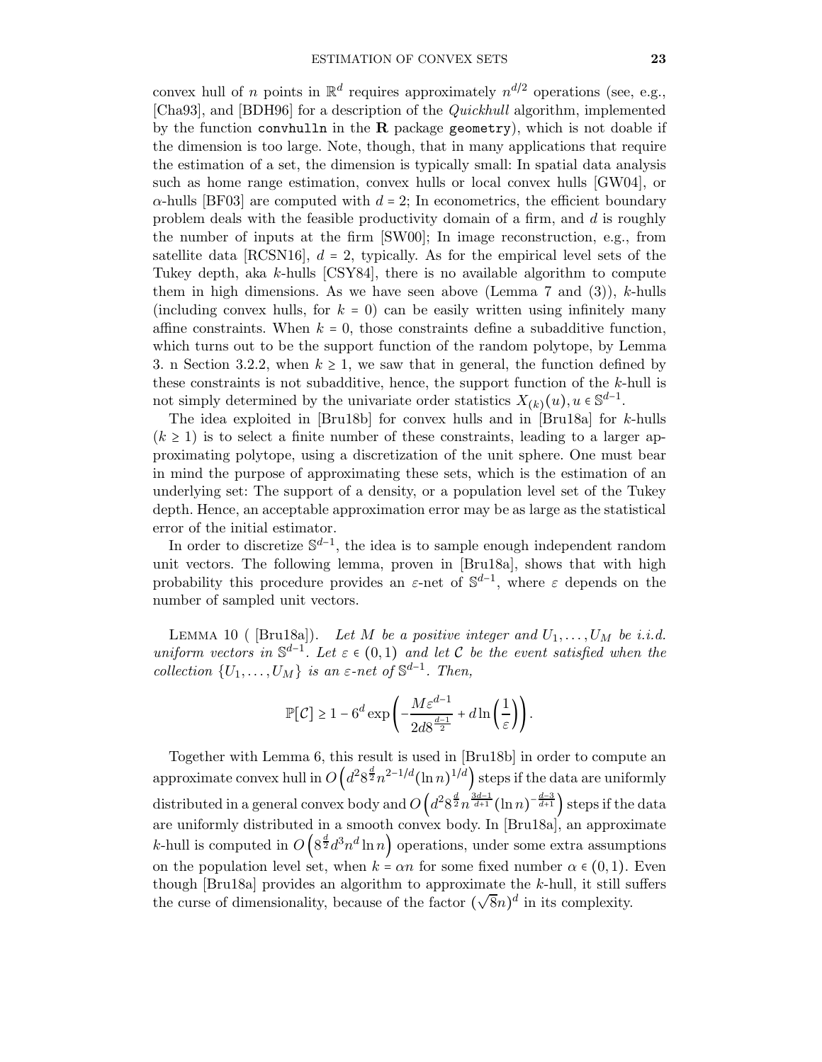convex hull of $n$ points in $\mathbb{R}^d$ requires approximately $n^{d/2}$ operations (see, e.g., [Cha93], and [BDH96] for a description of the *Quickhull* algorithm, implemented by the function `convhulln` in the **R** package `geometry`), which is not doable if the dimension is too large. Note, though, that in many applications that require the estimation of a set, the dimension is typically small: In spatial data analysis such as home range estimation, convex hulls or local convex hulls [GW04], or $\alpha$-hulls [BF03] are computed with $d = 2$; In econometrics, the efficient boundary problem deals with the feasible productivity domain of a firm, and $d$ is roughly the number of inputs at the firm [SW00]; In image reconstruction, e.g., from satellite data [RCSN16], $d = 2$, typically. As for the empirical level sets of the Tukey depth, aka $k$-hulls [CSY84], there is no available algorithm to compute them in high dimensions. As we have seen above (Lemma 7 and (3)), $k$-hulls (including convex hulls, for $k = 0$) can be easily written using infinitely many affine constraints. When $k = 0$, those constraints define a subadditive function, which turns out to be the support function of the random polytope, by Lemma 3. n Section 3.2.2, when $k \geq 1$, we saw that in general, the function defined by these constraints is not subadditive, hence, the support function of the $k$-hull is not simply determined by the univariate order statistics $X_{(k)}(u), u \in \mathbb{S}^{d-1}$.

The idea exploited in [Bru18b] for convex hulls and in [Bru18a] for $k$-hulls ($k \geq 1$) is to select a finite number of these constraints, leading to a larger approximating polytope, using a discretization of the unit sphere. One must bear in mind the purpose of approximating these sets, which is the estimation of an underlying set: The support of a density, or a population level set of the Tukey depth. Hence, an acceptable approximation error may be as large as the statistical error of the initial estimator.

In order to discretize $\mathbb{S}^{d-1}$, the idea is to sample enough independent random unit vectors. The following lemma, proven in [Bru18a], shows that with high probability this procedure provides an $\varepsilon$-net of $\mathbb{S}^{d-1}$, where $\varepsilon$ depends on the number of sampled unit vectors.

Lemma 10 ( [Bru18a]). *Let $M$ be a positive integer and $U_1, \ldots, U_M$ be i.i.d. uniform vectors in $\mathbb{S}^{d-1}$. Let $\varepsilon \in (0,1)$ and let $\mathcal{C}$ be the event satisfied when the collection $\{U_1, \ldots, U_M\}$ is an $\varepsilon$-net of $\mathbb{S}^{d-1}$. Then,*

$$\mathbb{P}[\mathcal{C}] \geq 1 - 6^d \exp\left( -\frac{M\varepsilon^{d-1}}{2d8^{\frac{d-1}{2}}} + d \ln\left(\frac{1}{\varepsilon}\right) \right).$$

Together with Lemma 6, this result is used in [Bru18b] in order to compute an approximate convex hull in $O\left(d^2 8^{\frac{d}{2}} n^{2-1/d} (\ln n)^{1/d}\right)$ steps if the data are uniformly distributed in a general convex body and $O\left(d^2 8^{\frac{d}{2}} n^{\frac{3d-1}{d+1}} (\ln n)^{-\frac{d-3}{d+1}}\right)$ steps if the data are uniformly distributed in a smooth convex body. In [Bru18a], an approximate $k$-hull is computed in $O\left(8^{\frac{d}{2}} d^3 n^d \ln n\right)$ operations, under some extra assumptions on the population level set, when $k = \alpha n$ for some fixed number $\alpha \in (0,1)$. Even though [Bru18a] provides an algorithm to approximate the $k$-hull, it still suffers the curse of dimensionality, because of the factor $(\sqrt{8}n)^d$ in its complexity.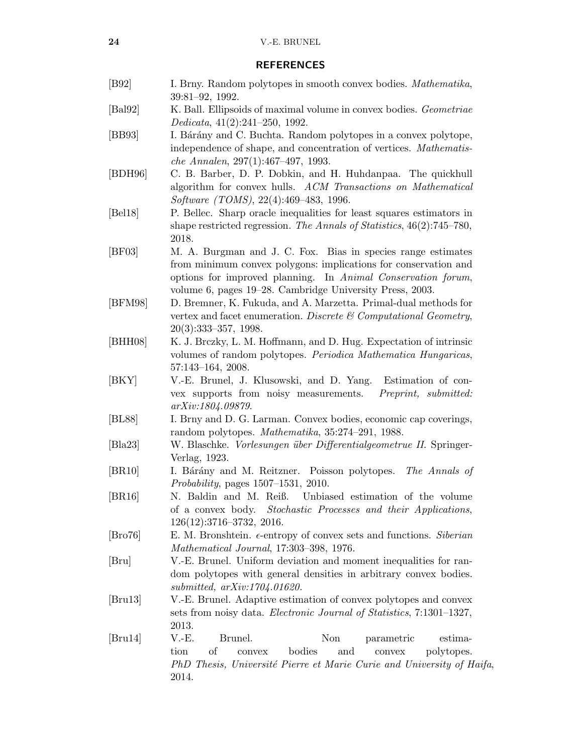## REFERENCES

[B92] I. Brny. Random polytopes in smooth convex bodies. *Mathematika*, 39:81–92, 1992.

[Bal92] K. Ball. Ellipsoids of maximal volume in convex bodies. *Geometriae Dedicata*, 41(2):241–250, 1992.

[BB93] I. Bárány and C. Buchta. Random polytopes in a convex polytope, independence of shape, and concentration of vertices. *Mathematische Annalen*, 297(1):467–497, 1993.

[BDH96] C. B. Barber, D. P. Dobkin, and H. Huhdanpaa. The quickhull algorithm for convex hulls. *ACM Transactions on Mathematical Software (TOMS)*, 22(4):469–483, 1996.

[Bel18] P. Bellec. Sharp oracle inequalities for least squares estimators in shape restricted regression. *The Annals of Statistics*, 46(2):745–780, 2018.

[BF03] M. A. Burgman and J. C. Fox. Bias in species range estimates from minimum convex polygons: implications for conservation and options for improved planning. In *Animal Conservation forum*, volume 6, pages 19–28. Cambridge University Press, 2003.

[BFM98] D. Bremner, K. Fukuda, and A. Marzetta. Primal-dual methods for vertex and facet enumeration. *Discrete & Computational Geometry*, 20(3):333–357, 1998.

[BHH08] K. J. Brczky, L. M. Hoffmann, and D. Hug. Expectation of intrinsic volumes of random polytopes. *Periodica Mathematica Hungaricas*, 57:143–164, 2008.

[BKY] V.-E. Brunel, J. Klusowski, and D. Yang. Estimation of convex supports from noisy measurements. *Preprint, submitted: arXiv:1804.09879*.

[BL88] I. Brny and D. G. Larman. Convex bodies, economic cap coverings, random polytopes. *Mathematika*, 35:274–291, 1988.

[Bla23] W. Blaschke. *Vorlesungen über Differentialgeometrue II*. Springer-Verlag, 1923.

[BR10] I. Bárány and M. Reitzner. Poisson polytopes. *The Annals of Probability*, pages 1507–1531, 2010.

[BR16] N. Baldin and M. Reiß. Unbiased estimation of the volume of a convex body. *Stochastic Processes and their Applications*, 126(12):3716–3732, 2016.

[Bro76] E. M. Bronshtein. $\epsilon$-entropy of convex sets and functions. *Siberian Mathematical Journal*, 17:303–398, 1976.

[Bru] V.-E. Brunel. Uniform deviation and moment inequalities for random polytopes with general densities in arbitrary convex bodies. *submitted, arXiv:1704.01620*.

[Bru13] V.-E. Brunel. Adaptive estimation of convex polytopes and convex sets from noisy data. *Electronic Journal of Statistics*, 7:1301–1327, 2013.

[Bru14] V.-E. Brunel. Non parametric estimation of convex bodies and convex polytopes. *PhD Thesis, Université Pierre et Marie Curie and University of Haifa*, 2014.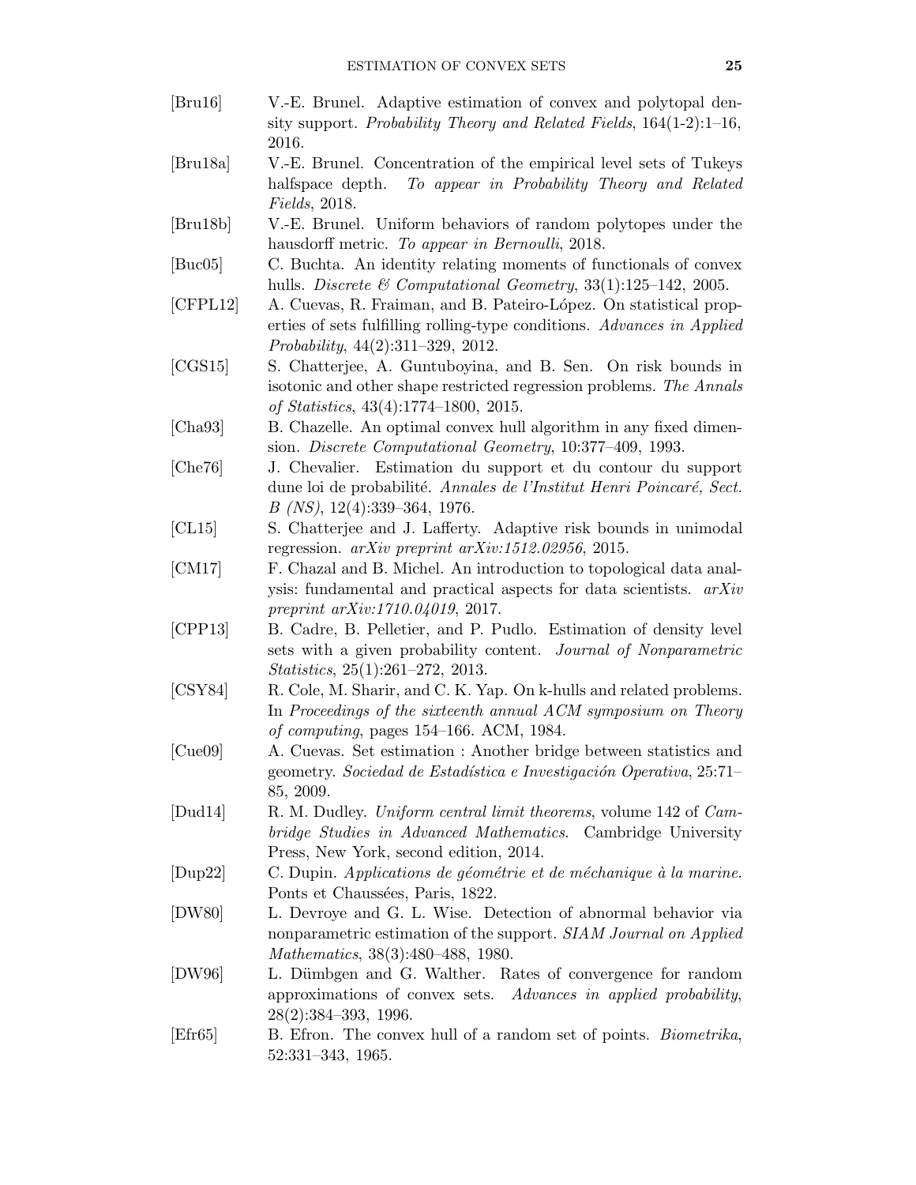[Bru16] V.-E. Brunel. Adaptive estimation of convex and polytopal density support. *Probability Theory and Related Fields*, 164(1-2):1–16, 2016.

[Bru18a] V.-E. Brunel. Concentration of the empirical level sets of Tukeys halfspace depth. *To appear in Probability Theory and Related Fields*, 2018.

[Bru18b] V.-E. Brunel. Uniform behaviors of random polytopes under the hausdorff metric. *To appear in Bernoulli*, 2018.

[Buc05] C. Buchta. An identity relating moments of functionals of convex hulls. *Discrete & Computational Geometry*, 33(1):125–142, 2005.

[CFPL12] A. Cuevas, R. Fraiman, and B. Pateiro-López. On statistical properties of sets fulfilling rolling-type conditions. *Advances in Applied Probability*, 44(2):311–329, 2012.

[CGS15] S. Chatterjee, A. Guntuboyina, and B. Sen. On risk bounds in isotonic and other shape restricted regression problems. *The Annals of Statistics*, 43(4):1774–1800, 2015.

[Cha93] B. Chazelle. An optimal convex hull algorithm in any fixed dimension. *Discrete Computational Geometry*, 10:377–409, 1993.

[Che76] J. Chevalier. Estimation du support et du contour du support dune loi de probabilité. *Annales de l'Institut Henri Poincaré, Sect. B (NS)*, 12(4):339–364, 1976.

[CL15] S. Chatterjee and J. Lafferty. Adaptive risk bounds in unimodal regression. *arXiv preprint arXiv:1512.02956*, 2015.

[CM17] F. Chazal and B. Michel. An introduction to topological data analysis: fundamental and practical aspects for data scientists. *arXiv preprint arXiv:1710.04019*, 2017.

[CPP13] B. Cadre, B. Pelletier, and P. Pudlo. Estimation of density level sets with a given probability content. *Journal of Nonparametric Statistics*, 25(1):261–272, 2013.

[CSY84] R. Cole, M. Sharir, and C. K. Yap. On k-hulls and related problems. In *Proceedings of the sixteenth annual ACM symposium on Theory of computing*, pages 154–166. ACM, 1984.

[Cue09] A. Cuevas. Set estimation : Another bridge between statistics and geometry. *Sociedad de Estadística e Investigación Operativa*, 25:71–85, 2009.

[Dud14] R. M. Dudley. *Uniform central limit theorems*, volume 142 of *Cambridge Studies in Advanced Mathematics*. Cambridge University Press, New York, second edition, 2014.

[Dup22] C. Dupin. *Applications de géométrie et de méchanique à la marine.* Ponts et Chaussées, Paris, 1822.

[DW80] L. Devroye and G. L. Wise. Detection of abnormal behavior via nonparametric estimation of the support. *SIAM Journal on Applied Mathematics*, 38(3):480–488, 1980.

[DW96] L. Dümbgen and G. Walther. Rates of convergence for random approximations of convex sets. *Advances in applied probability*, 28(2):384–393, 1996.

[Efr65] B. Efron. The convex hull of a random set of points. *Biometrika*, 52:331–343, 1965.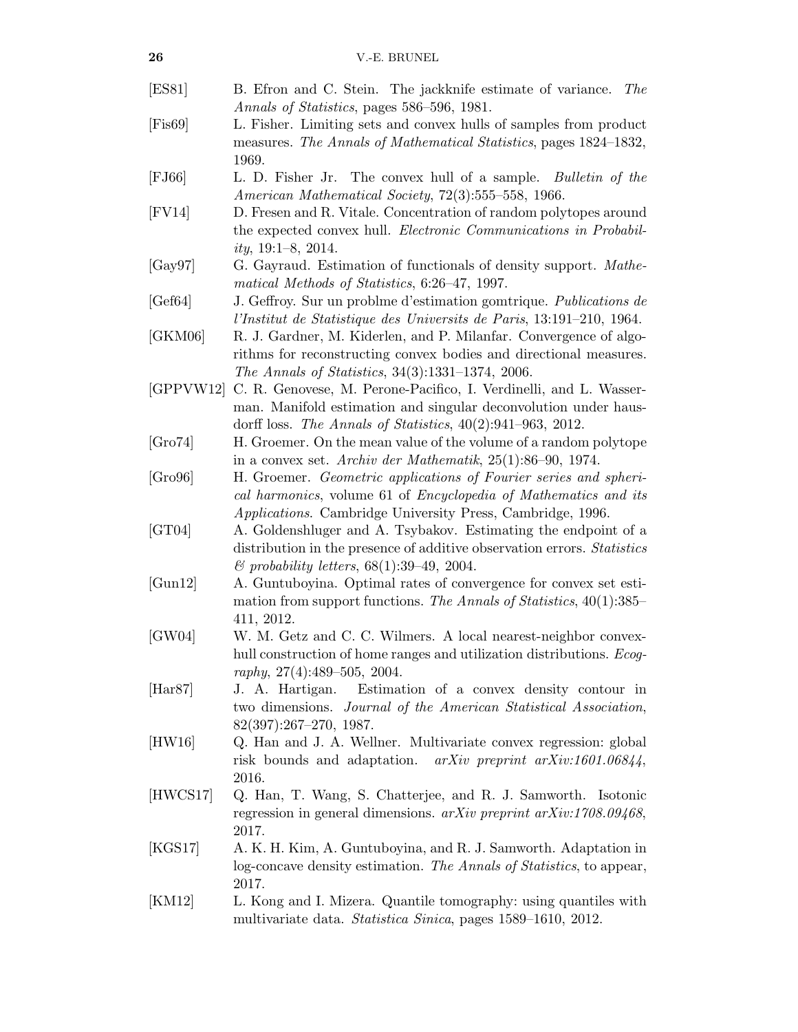[ES81] B. Efron and C. Stein. The jackknife estimate of variance. *The Annals of Statistics*, pages 586–596, 1981.

[Fis69] L. Fisher. Limiting sets and convex hulls of samples from product measures. *The Annals of Mathematical Statistics*, pages 1824–1832, 1969.

[FJ66] L. D. Fisher Jr. The convex hull of a sample. *Bulletin of the American Mathematical Society*, 72(3):555–558, 1966.

[FV14] D. Fresen and R. Vitale. Concentration of random polytopes around the expected convex hull. *Electronic Communications in Probability*, 19:1–8, 2014.

[Gay97] G. Gayraud. Estimation of functionals of density support. *Mathematical Methods of Statistics*, 6:26–47, 1997.

[Gef64] J. Geffroy. Sur un problme d'estimation gomtrique. *Publications de l'Institut de Statistique des Universits de Paris*, 13:191–210, 1964.

[GKM06] R. J. Gardner, M. Kiderlen, and P. Milanfar. Convergence of algorithms for reconstructing convex bodies and directional measures. *The Annals of Statistics*, 34(3):1331–1374, 2006.

[GPPVW12] C. R. Genovese, M. Perone-Pacifico, I. Verdinelli, and L. Wasserman. Manifold estimation and singular deconvolution under hausdorff loss. *The Annals of Statistics*, 40(2):941–963, 2012.

[Gro74] H. Groemer. On the mean value of the volume of a random polytope in a convex set. *Archiv der Mathematik*, 25(1):86–90, 1974.

[Gro96] H. Groemer. *Geometric applications of Fourier series and spherical harmonics*, volume 61 of *Encyclopedia of Mathematics and its Applications*. Cambridge University Press, Cambridge, 1996.

[GT04] A. Goldenshluger and A. Tsybakov. Estimating the endpoint of a distribution in the presence of additive observation errors. *Statistics & probability letters*, 68(1):39–49, 2004.

[Gun12] A. Guntuboyina. Optimal rates of convergence for convex set estimation from support functions. *The Annals of Statistics*, 40(1):385–411, 2012.

[GW04] W. M. Getz and C. C. Wilmers. A local nearest-neighbor convex-hull construction of home ranges and utilization distributions. *Ecography*, 27(4):489–505, 2004.

[Har87] J. A. Hartigan. Estimation of a convex density contour in two dimensions. *Journal of the American Statistical Association*, 82(397):267–270, 1987.

[HW16] Q. Han and J. A. Wellner. Multivariate convex regression: global risk bounds and adaptation. *arXiv preprint arXiv:1601.06844*, 2016.

[HWCS17] Q. Han, T. Wang, S. Chatterjee, and R. J. Samworth. Isotonic regression in general dimensions. *arXiv preprint arXiv:1708.09468*, 2017.

[KGS17] A. K. H. Kim, A. Guntuboyina, and R. J. Samworth. Adaptation in log-concave density estimation. *The Annals of Statistics*, to appear, 2017.

[KM12] L. Kong and I. Mizera. Quantile tomography: using quantiles with multivariate data. *Statistica Sinica*, pages 1589–1610, 2012.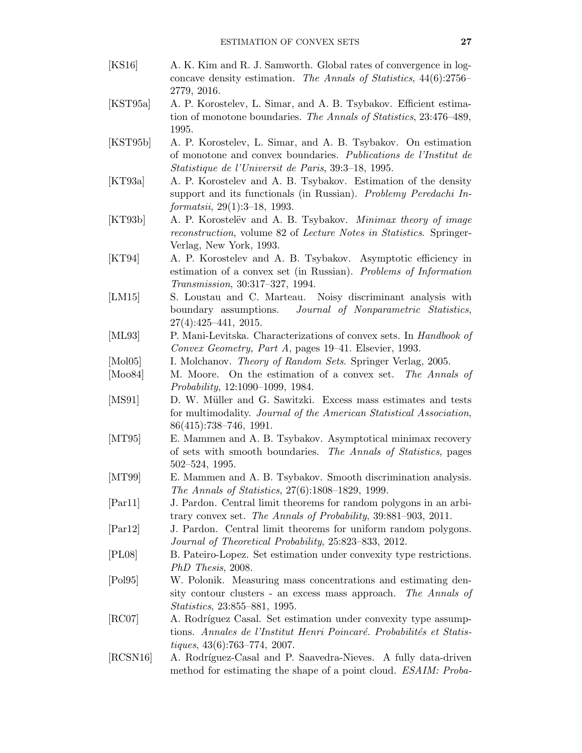[KS16] A. K. Kim and R. J. Samworth. Global rates of convergence in log-concave density estimation. *The Annals of Statistics*, 44(6):2756–2779, 2016.

[KST95a] A. P. Korostelev, L. Simar, and A. B. Tsybakov. Efficient estimation of monotone boundaries. *The Annals of Statistics*, 23:476–489, 1995.

[KST95b] A. P. Korostelev, L. Simar, and A. B. Tsybakov. On estimation of monotone and convex boundaries. *Publications de l'Institut de Statistique de l'Universit de Paris*, 39:3–18, 1995.

[KT93a] A. P. Korostelev and A. B. Tsybakov. Estimation of the density support and its functionals (in Russian). *Problemy Peredachi Informatsii*, 29(1):3–18, 1993.

[KT93b] A. P. Korostelëv and A. B. Tsybakov. *Minimax theory of image reconstruction*, volume 82 of *Lecture Notes in Statistics*. Springer-Verlag, New York, 1993.

[KT94] A. P. Korostelev and A. B. Tsybakov. Asymptotic efficiency in estimation of a convex set (in Russian). *Problems of Information Transmission*, 30:317–327, 1994.

[LM15] S. Loustau and C. Marteau. Noisy discriminant analysis with boundary assumptions. *Journal of Nonparametric Statistics*, 27(4):425–441, 2015.

[ML93] P. Mani-Levitska. Characterizations of convex sets. In *Handbook of Convex Geometry, Part A*, pages 19–41. Elsevier, 1993.

[Mol05] I. Molchanov. *Theory of Random Sets*. Springer Verlag, 2005.

[Moo84] M. Moore. On the estimation of a convex set. *The Annals of Probability*, 12:1090–1099, 1984.

[MS91] D. W. Müller and G. Sawitzki. Excess mass estimates and tests for multimodality. *Journal of the American Statistical Association*, 86(415):738–746, 1991.

[MT95] E. Mammen and A. B. Tsybakov. Asymptotical minimax recovery of sets with smooth boundaries. *The Annals of Statistics*, pages 502–524, 1995.

[MT99] E. Mammen and A. B. Tsybakov. Smooth discrimination analysis. *The Annals of Statistics*, 27(6):1808–1829, 1999.

[Par11] J. Pardon. Central limit theorems for random polygons in an arbitrary convex set. *The Annals of Probability*, 39:881–903, 2011.

[Par12] J. Pardon. Central limit theorems for uniform random polygons. *Journal of Theoretical Probability*, 25:823–833, 2012.

[PL08] B. Pateiro-Lopez. Set estimation under convexity type restrictions. *PhD Thesis*, 2008.

[Pol95] W. Polonik. Measuring mass concentrations and estimating density contour clusters - an excess mass approach. *The Annals of Statistics*, 23:855–881, 1995.

[RC07] A. Rodríguez Casal. Set estimation under convexity type assumptions. *Annales de l'Institut Henri Poincaré. Probabilités et Statistiques*, 43(6):763–774, 2007.

[RCSN16] A. Rodríguez-Casal and P. Saavedra-Nieves. A fully data-driven method for estimating the shape of a point cloud. *ESAIM: Proba-*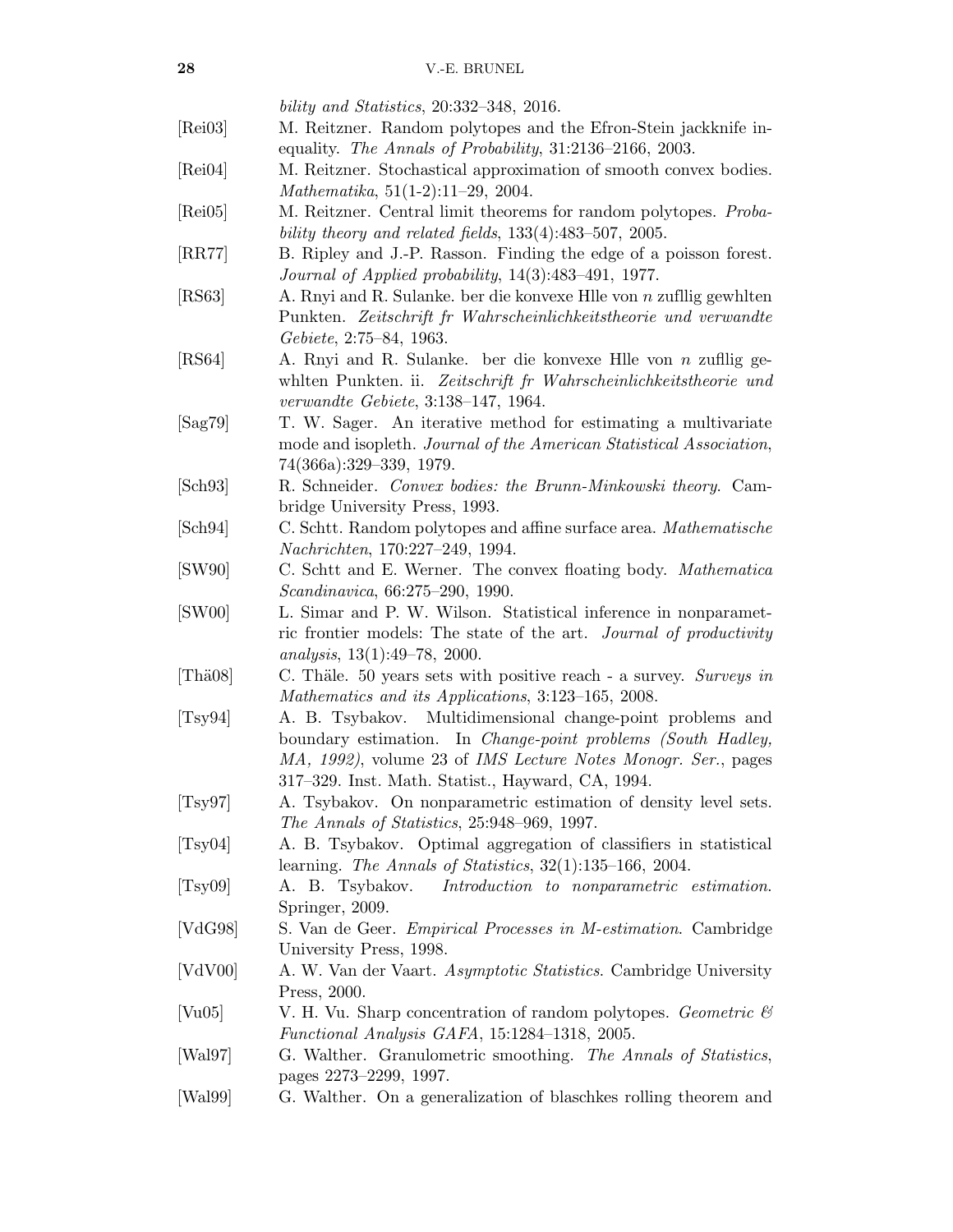*bility and Statistics*, 20:332–348, 2016.

[Rei03] M. Reitzner. Random polytopes and the Efron-Stein jackknife inequality. *The Annals of Probability*, 31:2136–2166, 2003.

[Rei04] M. Reitzner. Stochastical approximation of smooth convex bodies. *Mathematika*, 51(1-2):11–29, 2004.

[Rei05] M. Reitzner. Central limit theorems for random polytopes. *Probability theory and related fields*, 133(4):483–507, 2005.

[RR77] B. Ripley and J.-P. Rasson. Finding the edge of a poisson forest. *Journal of Applied probability*, 14(3):483–491, 1977.

[RS63] A. Rnyi and R. Sulanke. ber die konvexe Hlle von $n$ zufllig gewhlten Punkten. *Zeitschrift fr Wahrscheinlichkeitstheorie und verwandte Gebiete*, 2:75–84, 1963.

[RS64] A. Rnyi and R. Sulanke. ber die konvexe Hlle von $n$ zufllig gewhlten Punkten. ii. *Zeitschrift fr Wahrscheinlichkeitstheorie und verwandte Gebiete*, 3:138–147, 1964.

[Sag79] T. W. Sager. An iterative method for estimating a multivariate mode and isopleth. *Journal of the American Statistical Association*, 74(366a):329–339, 1979.

[Sch93] R. Schneider. *Convex bodies: the Brunn-Minkowski theory*. Cambridge University Press, 1993.

[Sch94] C. Schtt. Random polytopes and affine surface area. *Mathematische Nachrichten*, 170:227–249, 1994.

[SW90] C. Schtt and E. Werner. The convex floating body. *Mathematica Scandinavica*, 66:275–290, 1990.

[SW00] L. Simar and P. W. Wilson. Statistical inference in nonparametric frontier models: The state of the art. *Journal of productivity analysis*, 13(1):49–78, 2000.

[Thä08] C. Thäle. 50 years sets with positive reach - a survey. *Surveys in Mathematics and its Applications*, 3:123–165, 2008.

[Tsy94] A. B. Tsybakov. Multidimensional change-point problems and boundary estimation. In *Change-point problems (South Hadley, MA, 1992)*, volume 23 of *IMS Lecture Notes Monogr. Ser.*, pages 317–329. Inst. Math. Statist., Hayward, CA, 1994.

[Tsy97] A. Tsybakov. On nonparametric estimation of density level sets. *The Annals of Statistics*, 25:948–969, 1997.

[Tsy04] A. B. Tsybakov. Optimal aggregation of classifiers in statistical learning. *The Annals of Statistics*, 32(1):135–166, 2004.

[Tsy09] A. B. Tsybakov. *Introduction to nonparametric estimation*. Springer, 2009.

[VdG98] S. Van de Geer. *Empirical Processes in M-estimation*. Cambridge University Press, 1998.

[VdV00] A. W. Van der Vaart. *Asymptotic Statistics*. Cambridge University Press, 2000.

[Vu05] V. H. Vu. Sharp concentration of random polytopes. *Geometric & Functional Analysis GAFA*, 15:1284–1318, 2005.

[Wal97] G. Walther. Granulometric smoothing. *The Annals of Statistics*, pages 2273–2299, 1997.

[Wal99] G. Walther. On a generalization of blaschkes rolling theorem and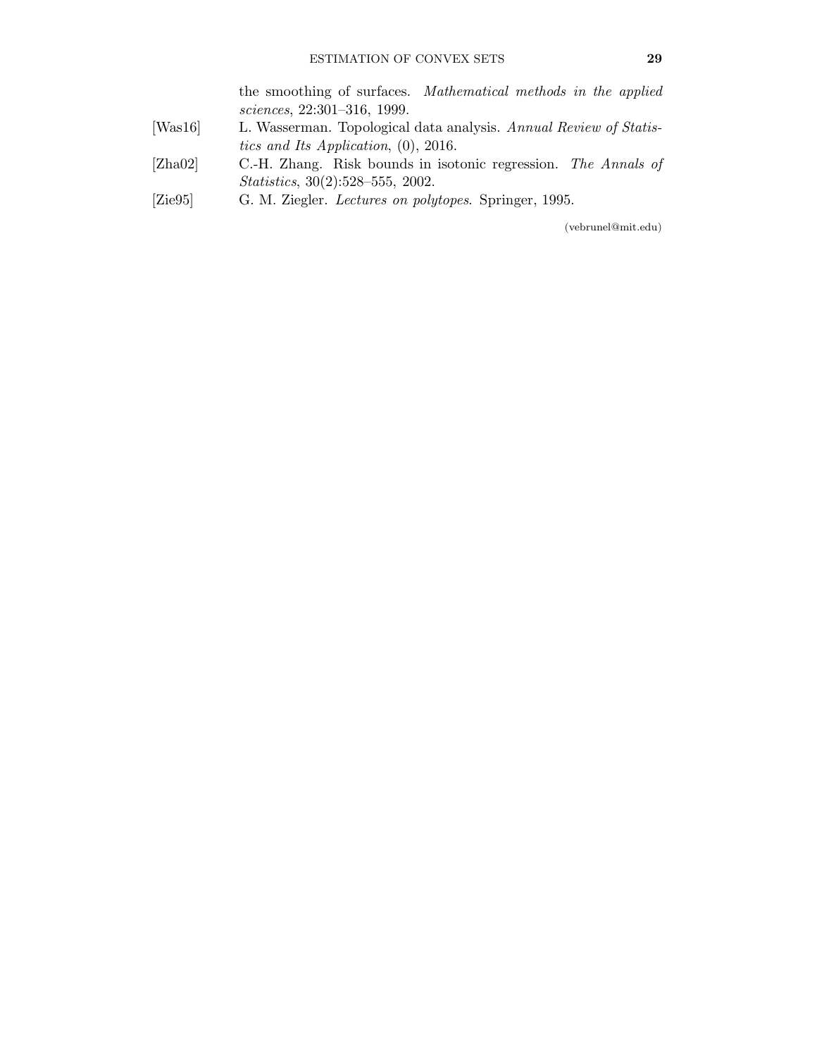the smoothing of surfaces. *Mathematical methods in the applied sciences*, 22:301–316, 1999.

[Was16] L. Wasserman. Topological data analysis. *Annual Review of Statistics and Its Application*, (0), 2016.

[Zha02] C.-H. Zhang. Risk bounds in isotonic regression. *The Annals of Statistics*, 30(2):528–555, 2002.

[Zie95] G. M. Ziegler. *Lectures on polytopes*. Springer, 1995.

(vebrunel@mit.edu)